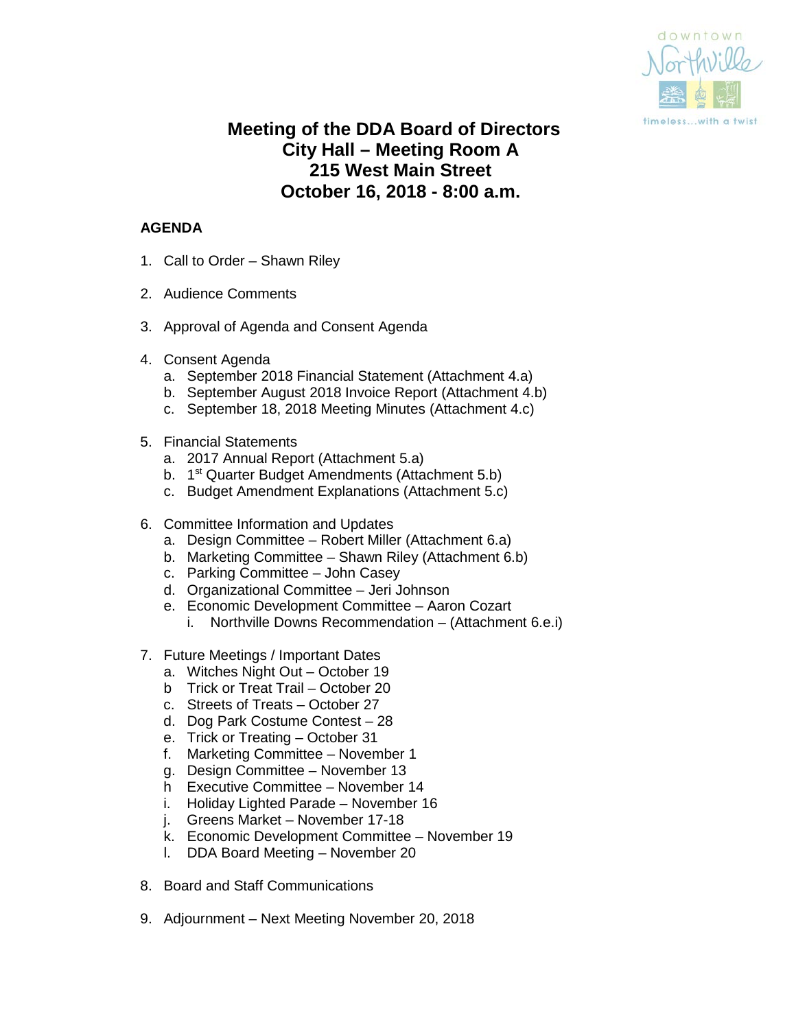# Meeting of the DDA Board of Directors
# City Hall – Meeting Room A
# 215 West Main Street
# October 16, 2018 - 8:00 a.m.

**AGENDA**

1. Call to Order – Shawn Riley

2. Audience Comments

3. Approval of Agenda and Consent Agenda

4. Consent Agenda
   a. September 2018 Financial Statement (Attachment 4.a)
   b. September August 2018 Invoice Report (Attachment 4.b)
   c. September 18, 2018 Meeting Minutes (Attachment 4.c)

5. Financial Statements
   a. 2017 Annual Report (Attachment 5.a)
   b. 1st Quarter Budget Amendments (Attachment 5.b)
   c. Budget Amendment Explanations (Attachment 5.c)

6. Committee Information and Updates
   a. Design Committee – Robert Miller (Attachment 6.a)
   b. Marketing Committee – Shawn Riley (Attachment 6.b)
   c. Parking Committee – John Casey
   d. Organizational Committee – Jeri Johnson
   e. Economic Development Committee – Aaron Cozart
      i. Northville Downs Recommendation – (Attachment 6.e.i)

7. Future Meetings / Important Dates
   a. Witches Night Out – October 19
   b Trick or Treat Trail – October 20
   c. Streets of Treats – October 27
   d. Dog Park Costume Contest – 28
   e. Trick or Treating – October 31
   f. Marketing Committee – November 1
   g. Design Committee – November 13
   h Executive Committee – November 14
   i. Holiday Lighted Parade – November 16
   j. Greens Market – November 17-18
   k. Economic Development Committee – November 19
   l. DDA Board Meeting – November 20

8. Board and Staff Communications

9. Adjournment – Next Meeting November 20, 2018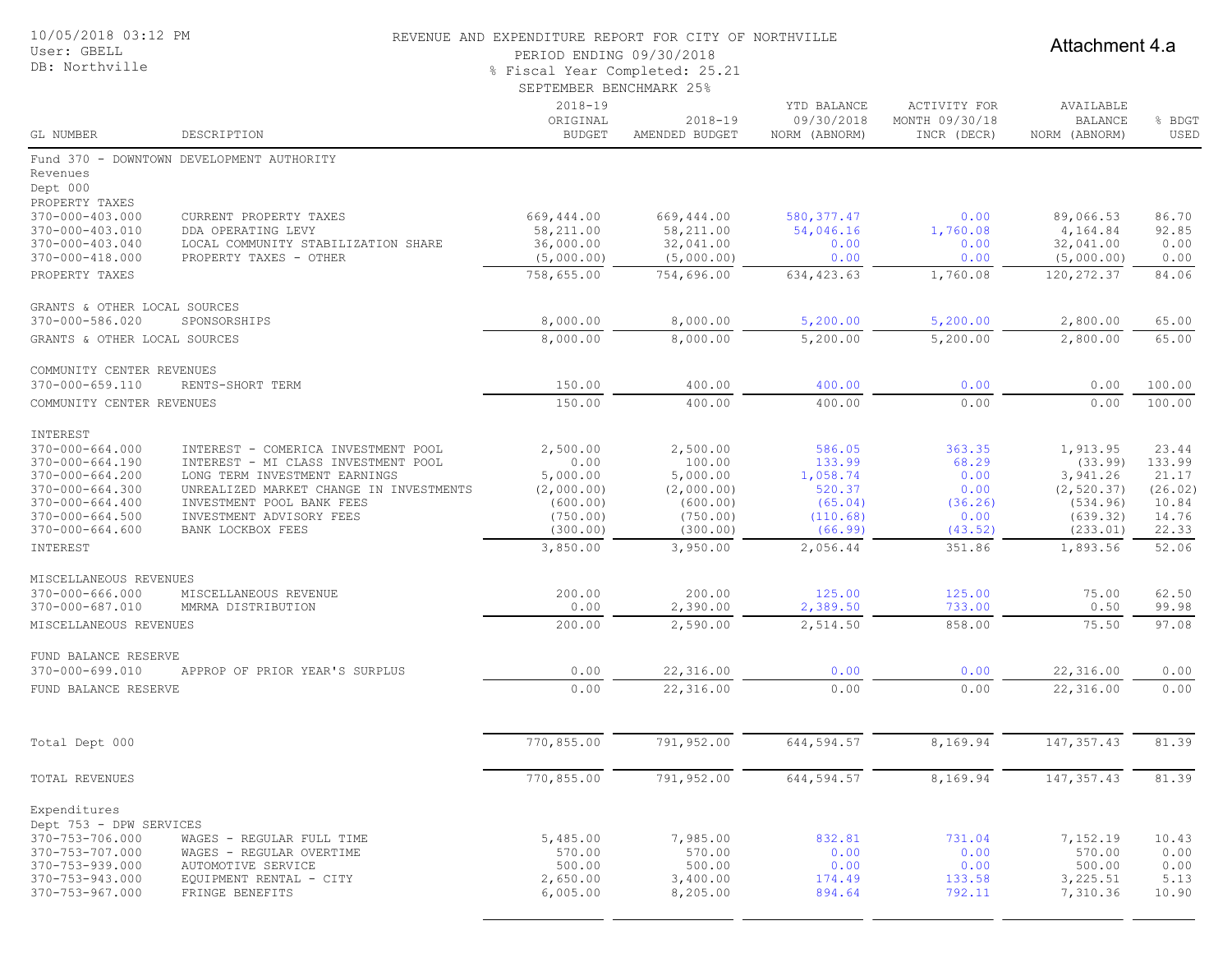10/05/2018 03:12 PM
User: GBELL
DB: Northville

REVENUE AND EXPENDITURE REPORT FOR CITY OF NORTHVILLE
PERIOD ENDING 09/30/2018
% Fiscal Year Completed: 25.21
SEPTEMBER BENCHMARK 25%

Attachment 4.a

| GL NUMBER | DESCRIPTION | 2018-19 ORIGINAL BUDGET | 2018-19 AMENDED BUDGET | YTD BALANCE 09/30/2018 NORM (ABNORM) | ACTIVITY FOR MONTH 09/30/18 INCR (DECR) | AVAILABLE BALANCE NORM (ABNORM) | % BDGT USED |
|---|---|---|---|---|---|---|---|
| Fund 370 - DOWNTOWN DEVELOPMENT AUTHORITY | | | | | | | |
| Revenues | | | | | | | |
| Dept 000 | | | | | | | |
| PROPERTY TAXES | | | | | | | |
| 370-000-403.000 | CURRENT PROPERTY TAXES | 669,444.00 | 669,444.00 | 580,377.47 | 0.00 | 89,066.53 | 86.70 |
| 370-000-403.010 | DDA OPERATING LEVY | 58,211.00 | 58,211.00 | 54,046.16 | 1,760.08 | 4,164.84 | 92.85 |
| 370-000-403.040 | LOCAL COMMUNITY STABILIZATION SHARE | 36,000.00 | 32,041.00 | 0.00 | 0.00 | 32,041.00 | 0.00 |
| 370-000-418.000 | PROPERTY TAXES - OTHER | (5,000.00) | (5,000.00) | 0.00 | 0.00 | (5,000.00) | 0.00 |
| PROPERTY TAXES | | 758,655.00 | 754,696.00 | 634,423.63 | 1,760.08 | 120,272.37 | 84.06 |
| GRANTS & OTHER LOCAL SOURCES | | | | | | | |
| 370-000-586.020 | SPONSORSHIPS | 8,000.00 | 8,000.00 | 5,200.00 | 5,200.00 | 2,800.00 | 65.00 |
| GRANTS & OTHER LOCAL SOURCES | | 8,000.00 | 8,000.00 | 5,200.00 | 5,200.00 | 2,800.00 | 65.00 |
| COMMUNITY CENTER REVENUES | | | | | | | |
| 370-000-659.110 | RENTS-SHORT TERM | 150.00 | 400.00 | 400.00 | 0.00 | 0.00 | 100.00 |
| COMMUNITY CENTER REVENUES | | 150.00 | 400.00 | 400.00 | 0.00 | 0.00 | 100.00 |
| INTEREST | | | | | | | |
| 370-000-664.000 | INTEREST - COMERICA INVESTMENT POOL | 2,500.00 | 2,500.00 | 586.05 | 363.35 | 1,913.95 | 23.44 |
| 370-000-664.190 | INTEREST - MI CLASS INVESTMENT POOL | 0.00 | 100.00 | 133.99 | 68.29 | (33.99) | 133.99 |
| 370-000-664.200 | LONG TERM INVESTMENT EARNINGS | 5,000.00 | 5,000.00 | 1,058.74 | 0.00 | 3,941.26 | 21.17 |
| 370-000-664.300 | UNREALIZED MARKET CHANGE IN INVESTMENTS | (2,000.00) | (2,000.00) | 520.37 | 0.00 | (2,520.37) | (26.02) |
| 370-000-664.400 | INVESTMENT POOL BANK FEES | (600.00) | (600.00) | (65.04) | (36.26) | (534.96) | 10.84 |
| 370-000-664.500 | INVESTMENT ADVISORY FEES | (750.00) | (750.00) | (110.68) | 0.00 | (639.32) | 14.76 |
| 370-000-664.600 | BANK LOCKBOX FEES | (300.00) | (300.00) | (66.99) | (43.52) | (233.01) | 22.33 |
| INTEREST | | 3,850.00 | 3,950.00 | 2,056.44 | 351.86 | 1,893.56 | 52.06 |
| MISCELLANEOUS REVENUES | | | | | | | |
| 370-000-666.000 | MISCELLANEOUS REVENUE | 200.00 | 200.00 | 125.00 | 125.00 | 75.00 | 62.50 |
| 370-000-687.010 | MMRMA DISTRIBUTION | 0.00 | 2,390.00 | 2,389.50 | 733.00 | 0.50 | 99.98 |
| MISCELLANEOUS REVENUES | | 200.00 | 2,590.00 | 2,514.50 | 858.00 | 75.50 | 97.08 |
| FUND BALANCE RESERVE | | | | | | | |
| 370-000-699.010 | APPROP OF PRIOR YEAR'S SURPLUS | 0.00 | 22,316.00 | 0.00 | 0.00 | 22,316.00 | 0.00 |
| FUND BALANCE RESERVE | | 0.00 | 22,316.00 | 0.00 | 0.00 | 22,316.00 | 0.00 |
| Total Dept 000 | | 770,855.00 | 791,952.00 | 644,594.57 | 8,169.94 | 147,357.43 | 81.39 |
| TOTAL REVENUES | | 770,855.00 | 791,952.00 | 644,594.57 | 8,169.94 | 147,357.43 | 81.39 |
| Expenditures | | | | | | | |
| Dept 753 - DPW SERVICES | | | | | | | |
| 370-753-706.000 | WAGES - REGULAR FULL TIME | 5,485.00 | 7,985.00 | 832.81 | 731.04 | 7,152.19 | 10.43 |
| 370-753-707.000 | WAGES - REGULAR OVERTIME | 570.00 | 570.00 | 0.00 | 0.00 | 570.00 | 0.00 |
| 370-753-939.000 | AUTOMOTIVE SERVICE | 500.00 | 500.00 | 0.00 | 0.00 | 500.00 | 0.00 |
| 370-753-943.000 | EQUIPMENT RENTAL - CITY | 2,650.00 | 3,400.00 | 174.49 | 133.58 | 3,225.51 | 5.13 |
| 370-753-967.000 | FRINGE BENEFITS | 6,005.00 | 8,205.00 | 894.64 | 792.11 | 7,310.36 | 10.90 |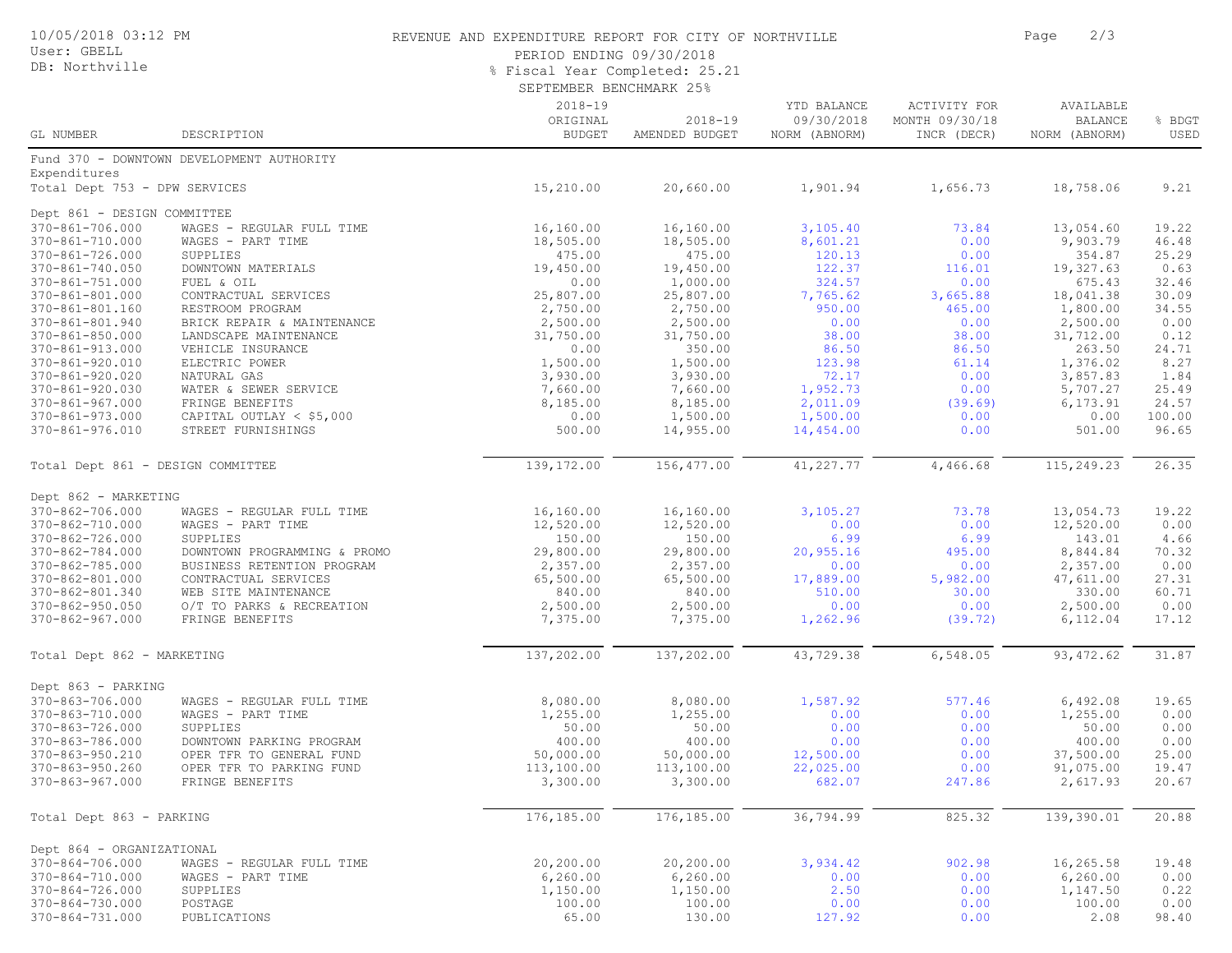REVENUE AND EXPENDITURE REPORT FOR CITY OF NORTHVILLE

PERIOD ENDING 09/30/2018

% Fiscal Year Completed: 25.21

SEPTEMBER BENCHMARK 25%

10/05/2018 03:12 PM
User: GBELL
DB: Northville

| GL NUMBER | DESCRIPTION | 2018-19 ORIGINAL BUDGET | 2018-19 AMENDED BUDGET | YTD BALANCE 09/30/2018 NORM (ABNORM) | ACTIVITY FOR MONTH 09/30/18 INCR (DECR) | AVAILABLE BALANCE NORM (ABNORM) | % BDGT USED |
|---|---|---|---|---|---|---|---|
| Fund 370 - DOWNTOWN DEVELOPMENT AUTHORITY | | | | | | | |
| Expenditures | | | | | | | |
| Total Dept 753 - DPW SERVICES | | 15,210.00 | 20,660.00 | 1,901.94 | 1,656.73 | 18,758.06 | 9.21 |
| Dept 861 - DESIGN COMMITTEE | | | | | | | |
| 370-861-706.000 | WAGES - REGULAR FULL TIME | 16,160.00 | 16,160.00 | 3,105.40 | 73.84 | 13,054.60 | 19.22 |
| 370-861-710.000 | WAGES - PART TIME | 18,505.00 | 18,505.00 | 8,601.21 | 0.00 | 9,903.79 | 46.48 |
| 370-861-726.000 | SUPPLIES | 475.00 | 475.00 | 120.13 | 0.00 | 354.87 | 25.29 |
| 370-861-740.050 | DOWNTOWN MATERIALS | 19,450.00 | 19,450.00 | 122.37 | 116.01 | 19,327.63 | 0.63 |
| 370-861-751.000 | FUEL & OIL | 0.00 | 1,000.00 | 324.57 | 0.00 | 675.43 | 32.46 |
| 370-861-801.000 | CONTRACTUAL SERVICES | 25,807.00 | 25,807.00 | 7,765.62 | 3,665.88 | 18,041.38 | 30.09 |
| 370-861-801.160 | RESTROOM PROGRAM | 2,750.00 | 2,750.00 | 950.00 | 465.00 | 1,800.00 | 34.55 |
| 370-861-801.940 | BRICK REPAIR & MAINTENANCE | 2,500.00 | 2,500.00 | 0.00 | 0.00 | 2,500.00 | 0.00 |
| 370-861-850.000 | LANDSCAPE MAINTENANCE | 31,750.00 | 31,750.00 | 38.00 | 38.00 | 31,712.00 | 0.12 |
| 370-861-913.000 | VEHICLE INSURANCE | 0.00 | 350.00 | 86.50 | 86.50 | 263.50 | 24.71 |
| 370-861-920.010 | ELECTRIC POWER | 1,500.00 | 1,500.00 | 123.98 | 61.14 | 1,376.02 | 8.27 |
| 370-861-920.020 | NATURAL GAS | 3,930.00 | 3,930.00 | 72.17 | 0.00 | 3,857.83 | 1.84 |
| 370-861-920.030 | WATER & SEWER SERVICE | 7,660.00 | 7,660.00 | 1,952.73 | 0.00 | 5,707.27 | 25.49 |
| 370-861-967.000 | FRINGE BENEFITS | 8,185.00 | 8,185.00 | 2,011.09 | (39.69) | 6,173.91 | 24.57 |
| 370-861-973.000 | CAPITAL OUTLAY < $5,000 | 0.00 | 1,500.00 | 1,500.00 | 0.00 | 0.00 | 100.00 |
| 370-861-976.010 | STREET FURNISHINGS | 500.00 | 14,955.00 | 14,454.00 | 0.00 | 501.00 | 96.65 |
| Total Dept 861 - DESIGN COMMITTEE | | 139,172.00 | 156,477.00 | 41,227.77 | 4,466.68 | 115,249.23 | 26.35 |
| Dept 862 - MARKETING | | | | | | | |
| 370-862-706.000 | WAGES - REGULAR FULL TIME | 16,160.00 | 16,160.00 | 3,105.27 | 73.78 | 13,054.73 | 19.22 |
| 370-862-710.000 | WAGES - PART TIME | 12,520.00 | 12,520.00 | 0.00 | 0.00 | 12,520.00 | 0.00 |
| 370-862-726.000 | SUPPLIES | 150.00 | 150.00 | 6.99 | 6.99 | 143.01 | 4.66 |
| 370-862-784.000 | DOWNTOWN PROGRAMMING & PROMO | 29,800.00 | 29,800.00 | 20,955.16 | 495.00 | 8,844.84 | 70.32 |
| 370-862-785.000 | BUSINESS RETENTION PROGRAM | 2,357.00 | 2,357.00 | 0.00 | 0.00 | 2,357.00 | 0.00 |
| 370-862-801.000 | CONTRACTUAL SERVICES | 65,500.00 | 65,500.00 | 17,889.00 | 5,982.00 | 47,611.00 | 27.31 |
| 370-862-801.340 | WEB SITE MAINTENANCE | 840.00 | 840.00 | 510.00 | 30.00 | 330.00 | 60.71 |
| 370-862-950.050 | O/T TO PARKS & RECREATION | 2,500.00 | 2,500.00 | 0.00 | 0.00 | 2,500.00 | 0.00 |
| 370-862-967.000 | FRINGE BENEFITS | 7,375.00 | 7,375.00 | 1,262.96 | (39.72) | 6,112.04 | 17.12 |
| Total Dept 862 - MARKETING | | 137,202.00 | 137,202.00 | 43,729.38 | 6,548.05 | 93,472.62 | 31.87 |
| Dept 863 - PARKING | | | | | | | |
| 370-863-706.000 | WAGES - REGULAR FULL TIME | 8,080.00 | 8,080.00 | 1,587.92 | 577.46 | 6,492.08 | 19.65 |
| 370-863-710.000 | WAGES - PART TIME | 1,255.00 | 1,255.00 | 0.00 | 0.00 | 1,255.00 | 0.00 |
| 370-863-726.000 | SUPPLIES | 50.00 | 50.00 | 0.00 | 0.00 | 50.00 | 0.00 |
| 370-863-786.000 | DOWNTOWN PARKING PROGRAM | 400.00 | 400.00 | 0.00 | 0.00 | 400.00 | 0.00 |
| 370-863-950.210 | OPER TFR TO GENERAL FUND | 50,000.00 | 50,000.00 | 12,500.00 | 0.00 | 37,500.00 | 25.00 |
| 370-863-950.260 | OPER TFR TO PARKING FUND | 113,100.00 | 113,100.00 | 22,025.00 | 0.00 | 91,075.00 | 19.47 |
| 370-863-967.000 | FRINGE BENEFITS | 3,300.00 | 3,300.00 | 682.07 | 247.86 | 2,617.93 | 20.67 |
| Total Dept 863 - PARKING | | 176,185.00 | 176,185.00 | 36,794.99 | 825.32 | 139,390.01 | 20.88 |
| Dept 864 - ORGANIZATIONAL | | | | | | | |
| 370-864-706.000 | WAGES - REGULAR FULL TIME | 20,200.00 | 20,200.00 | 3,934.42 | 902.98 | 16,265.58 | 19.48 |
| 370-864-710.000 | WAGES - PART TIME | 6,260.00 | 6,260.00 | 0.00 | 0.00 | 6,260.00 | 0.00 |
| 370-864-726.000 | SUPPLIES | 1,150.00 | 1,150.00 | 2.50 | 0.00 | 1,147.50 | 0.22 |
| 370-864-730.000 | POSTAGE | 100.00 | 100.00 | 0.00 | 0.00 | 100.00 | 0.00 |
| 370-864-731.000 | PUBLICATIONS | 65.00 | 130.00 | 127.92 | 0.00 | 2.08 | 98.40 |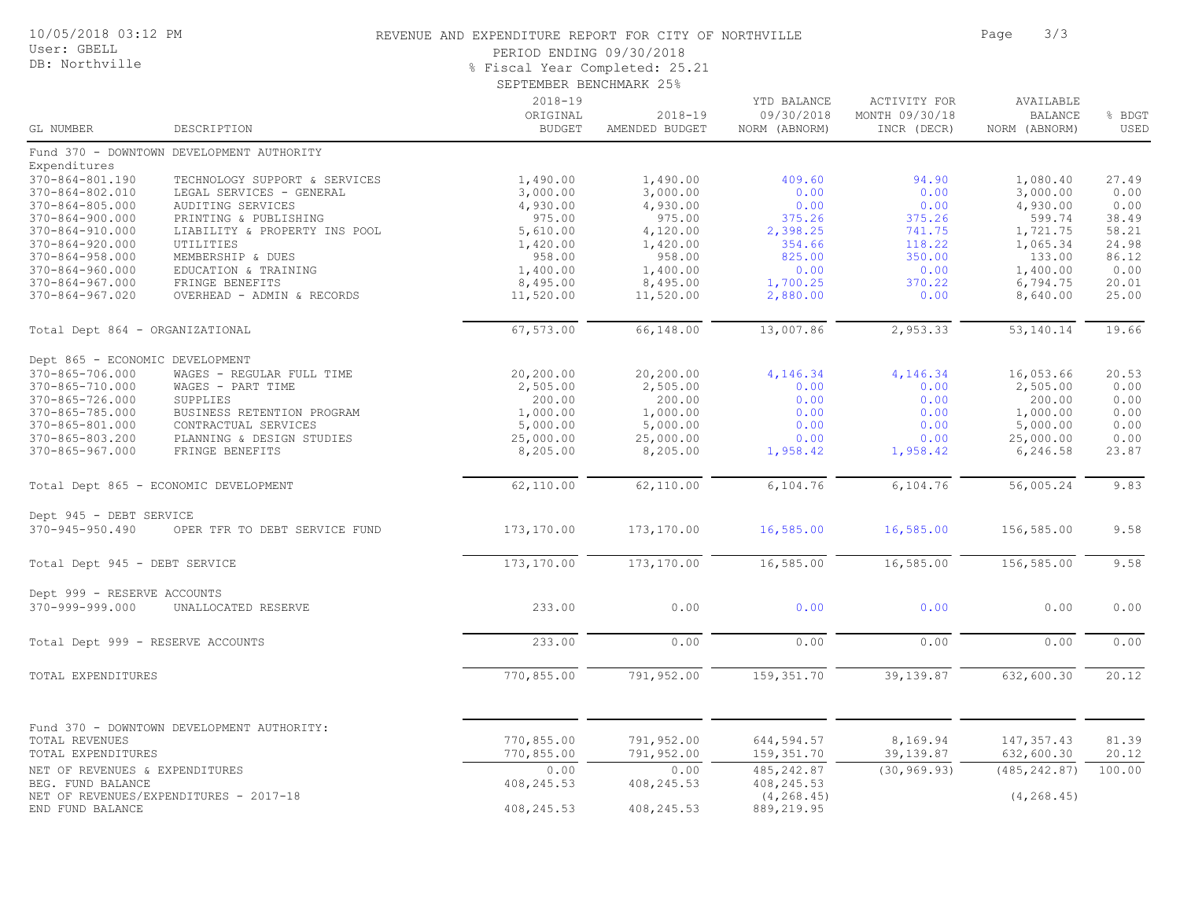REVENUE AND EXPENDITURE REPORT FOR CITY OF NORTHVILLE

PERIOD ENDING 09/30/2018

% Fiscal Year Completed: 25.21

SEPTEMBER BENCHMARK 25%

| GL NUMBER | DESCRIPTION | 2018-19 ORIGINAL BUDGET | 2018-19 AMENDED BUDGET | YTD BALANCE 09/30/2018 NORM (ABNORM) | ACTIVITY FOR MONTH 09/30/18 INCR (DECR) | AVAILABLE BALANCE NORM (ABNORM) | % BDGT USED |
|---|---|---|---|---|---|---|---|
| Fund 370 - DOWNTOWN DEVELOPMENT AUTHORITY | | | | | | | |
| Expenditures | | | | | | | |
| 370-864-801.190 | TECHNOLOGY SUPPORT & SERVICES | 1,490.00 | 1,490.00 | 409.60 | 94.90 | 1,080.40 | 27.49 |
| 370-864-802.010 | LEGAL SERVICES - GENERAL | 3,000.00 | 3,000.00 | 0.00 | 0.00 | 3,000.00 | 0.00 |
| 370-864-805.000 | AUDITING SERVICES | 4,930.00 | 4,930.00 | 0.00 | 0.00 | 4,930.00 | 0.00 |
| 370-864-900.000 | PRINTING & PUBLISHING | 975.00 | 975.00 | 375.26 | 375.26 | 599.74 | 38.49 |
| 370-864-910.000 | LIABILITY & PROPERTY INS POOL | 5,610.00 | 4,120.00 | 2,398.25 | 741.75 | 1,721.75 | 58.21 |
| 370-864-920.000 | UTILITIES | 1,420.00 | 1,420.00 | 354.66 | 118.22 | 1,065.34 | 24.98 |
| 370-864-958.000 | MEMBERSHIP & DUES | 958.00 | 958.00 | 825.00 | 350.00 | 133.00 | 86.12 |
| 370-864-960.000 | EDUCATION & TRAINING | 1,400.00 | 1,400.00 | 0.00 | 0.00 | 1,400.00 | 0.00 |
| 370-864-967.000 | FRINGE BENEFITS | 8,495.00 | 8,495.00 | 1,700.25 | 370.22 | 6,794.75 | 20.01 |
| 370-864-967.020 | OVERHEAD - ADMIN & RECORDS | 11,520.00 | 11,520.00 | 2,880.00 | 0.00 | 8,640.00 | 25.00 |
| Total Dept 864 - ORGANIZATIONAL | | 67,573.00 | 66,148.00 | 13,007.86 | 2,953.33 | 53,140.14 | 19.66 |
| Dept 865 - ECONOMIC DEVELOPMENT | | | | | | | |
| 370-865-706.000 | WAGES - REGULAR FULL TIME | 20,200.00 | 20,200.00 | 4,146.34 | 4,146.34 | 16,053.66 | 20.53 |
| 370-865-710.000 | WAGES - PART TIME | 2,505.00 | 2,505.00 | 0.00 | 0.00 | 2,505.00 | 0.00 |
| 370-865-726.000 | SUPPLIES | 200.00 | 200.00 | 0.00 | 0.00 | 200.00 | 0.00 |
| 370-865-785.000 | BUSINESS RETENTION PROGRAM | 1,000.00 | 1,000.00 | 0.00 | 0.00 | 1,000.00 | 0.00 |
| 370-865-801.000 | CONTRACTUAL SERVICES | 5,000.00 | 5,000.00 | 0.00 | 0.00 | 5,000.00 | 0.00 |
| 370-865-803.200 | PLANNING & DESIGN STUDIES | 25,000.00 | 25,000.00 | 0.00 | 0.00 | 25,000.00 | 0.00 |
| 370-865-967.000 | FRINGE BENEFITS | 8,205.00 | 8,205.00 | 1,958.42 | 1,958.42 | 6,246.58 | 23.87 |
| Total Dept 865 - ECONOMIC DEVELOPMENT | | 62,110.00 | 62,110.00 | 6,104.76 | 6,104.76 | 56,005.24 | 9.83 |
| Dept 945 - DEBT SERVICE | | | | | | | |
| 370-945-950.490 | OPER TFR TO DEBT SERVICE FUND | 173,170.00 | 173,170.00 | 16,585.00 | 16,585.00 | 156,585.00 | 9.58 |
| Total Dept 945 - DEBT SERVICE | | 173,170.00 | 173,170.00 | 16,585.00 | 16,585.00 | 156,585.00 | 9.58 |
| Dept 999 - RESERVE ACCOUNTS | | | | | | | |
| 370-999-999.000 | UNALLOCATED RESERVE | 233.00 | 0.00 | 0.00 | 0.00 | 0.00 | 0.00 |
| Total Dept 999 - RESERVE ACCOUNTS | | 233.00 | 0.00 | 0.00 | 0.00 | 0.00 | 0.00 |
| TOTAL EXPENDITURES | | 770,855.00 | 791,952.00 | 159,351.70 | 39,139.87 | 632,600.30 | 20.12 |
| Fund 370 - DOWNTOWN DEVELOPMENT AUTHORITY: | | | | | | | |
| TOTAL REVENUES | | 770,855.00 | 791,952.00 | 644,594.57 | 8,169.94 | 147,357.43 | 81.39 |
| TOTAL EXPENDITURES | | 770,855.00 | 791,952.00 | 159,351.70 | 39,139.87 | 632,600.30 | 20.12 |
| NET OF REVENUES & EXPENDITURES | | 0.00 | 0.00 | 485,242.87 | (30,969.93) | (485,242.87) | 100.00 |
| BEG. FUND BALANCE | | 408,245.53 | 408,245.53 | 408,245.53 | | | |
| NET OF REVENUES/EXPENDITURES - 2017-18 | | | | (4,268.45) | | (4,268.45) | |
| END FUND BALANCE | | 408,245.53 | 408,245.53 | 889,219.95 | | | |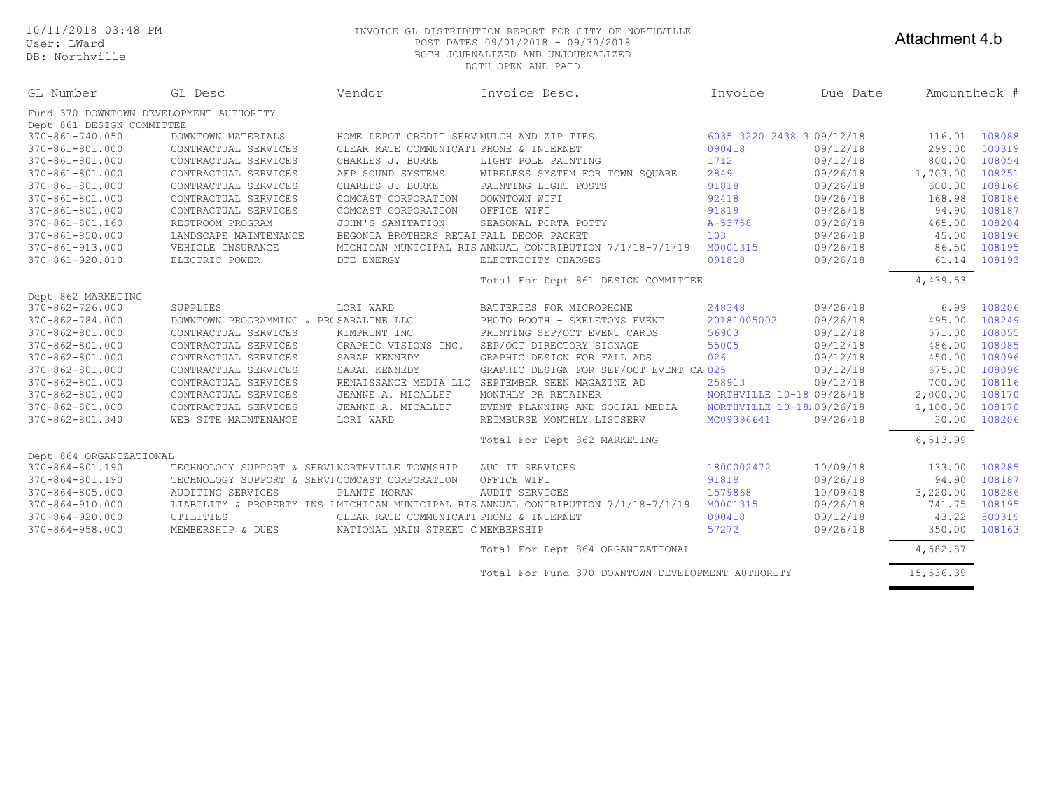10/11/2018 03:48 PM
User: LWard
DB: Northville

INVOICE GL DISTRIBUTION REPORT FOR CITY OF NORTHVILLE
POST DATES 09/01/2018 - 09/30/2018
BOTH JOURNALIZED AND UNJOURNALIZED
BOTH OPEN AND PAID

Attachment 4.b

| GL Number | GL Desc | Vendor | Invoice Desc. | Invoice | Due Date | Amount | Check # |
|---|---|---|---|---|---|---|---|
| Fund 370 DOWNTOWN DEVELOPMENT AUTHORITY | | | | | | | |
| Dept 861 DESIGN COMMITTEE | | | | | | | |
| 370-861-740.050 | DOWNTOWN MATERIALS | HOME DEPOT CREDIT SERV | MULCH AND ZIP TIES | 6035 3220 2438 3 | 09/12/18 | 116.01 | 108088 |
| 370-861-801.000 | CONTRACTUAL SERVICES | CLEAR RATE COMMUNICATI | PHONE & INTERNET | 090418 | 09/12/18 | 299.00 | 500319 |
| 370-861-801.000 | CONTRACTUAL SERVICES | CHARLES J. BURKE | LIGHT POLE PAINTING | 1712 | 09/12/18 | 800.00 | 108054 |
| 370-861-801.000 | CONTRACTUAL SERVICES | AFP SOUND SYSTEMS | WIRELESS SYSTEM FOR TOWN SQUARE | 2849 | 09/26/18 | 1,703.00 | 108251 |
| 370-861-801.000 | CONTRACTUAL SERVICES | CHARLES J. BURKE | PAINTING LIGHT POSTS | 91818 | 09/26/18 | 600.00 | 108166 |
| 370-861-801.000 | CONTRACTUAL SERVICES | COMCAST CORPORATION | DOWNTOWN WIFI | 92418 | 09/26/18 | 168.98 | 108186 |
| 370-861-801.000 | CONTRACTUAL SERVICES | COMCAST CORPORATION | OFFICE WIFI | 91819 | 09/26/18 | 94.90 | 108187 |
| 370-861-801.160 | RESTROOM PROGRAM | JOHN'S SANITATION | SEASONAL PORTA POTTY | A-53758 | 09/26/18 | 465.00 | 108204 |
| 370-861-850.000 | LANDSCAPE MAINTENANCE | BEGONIA BROTHERS RETAI | FALL DECOR PACKET | 103 | 09/26/18 | 45.00 | 108196 |
| 370-861-913.000 | VEHICLE INSURANCE | MICHIGAN MUNICIPAL RIS | ANNUAL CONTRIBUTION 7/1/18-7/1/19 | M0001315 | 09/26/18 | 86.50 | 108195 |
| 370-861-920.010 | ELECTRIC POWER | DTE ENERGY | ELECTRICITY CHARGES | 091818 | 09/26/18 | 61.14 | 108193 |
| | | | Total For Dept 861 DESIGN COMMITTEE | | | 4,439.53 | |
| Dept 862 MARKETING | | | | | | | |
| 370-862-726.000 | SUPPLIES | LORI WARD | BATTERIES FOR MICROPHONE | 248348 | 09/26/18 | 6.99 | 108206 |
| 370-862-784.000 | DOWNTOWN PROGRAMMING & PR | SARALINE LLC | PHOTO BOOTH - SKELETONS EVENT | 20181005002 | 09/26/18 | 495.00 | 108249 |
| 370-862-801.000 | CONTRACTUAL SERVICES | KIMPRINT INC | PRINTING SEP/OCT EVENT CARDS | 56903 | 09/12/18 | 571.00 | 108055 |
| 370-862-801.000 | CONTRACTUAL SERVICES | GRAPHIC VISIONS INC. | SEP/OCT DIRECTORY SIGNAGE | 55005 | 09/12/18 | 486.00 | 108085 |
| 370-862-801.000 | CONTRACTUAL SERVICES | SARAH KENNEDY | GRAPHIC DESIGN FOR FALL ADS | 026 | 09/12/18 | 450.00 | 108096 |
| 370-862-801.000 | CONTRACTUAL SERVICES | SARAH KENNEDY | GRAPHIC DESIGN FOR SEP/OCT EVENT CA | 025 | 09/12/18 | 675.00 | 108096 |
| 370-862-801.000 | CONTRACTUAL SERVICES | RENAISSANCE MEDIA LLC | SEPTEMBER SEEN MAGAZINE AD | 258913 | 09/12/18 | 700.00 | 108116 |
| 370-862-801.000 | CONTRACTUAL SERVICES | JEANNE A. MICALLEF | MONTHLY PR RETAINER | NORTHVILLE 10-18 | 09/26/18 | 2,000.00 | 108170 |
| 370-862-801.000 | CONTRACTUAL SERVICES | JEANNE A. MICALLEF | EVENT PLANNING AND SOCIAL MEDIA | NORTHVILLE 10-18 | 09/26/18 | 1,100.00 | 108170 |
| 370-862-801.340 | WEB SITE MAINTENANCE | LORI WARD | REIMBURSE MONTHLY LISTSERV | MC09396641 | 09/26/18 | 30.00 | 108206 |
| | | | Total For Dept 862 MARKETING | | | 6,513.99 | |
| Dept 864 ORGANIZATIONAL | | | | | | | |
| 370-864-801.190 | TECHNOLOGY SUPPORT & SERVI | NORTHVILLE TOWNSHIP | AUG IT SERVICES | 1800002472 | 10/09/18 | 133.00 | 108285 |
| 370-864-801.190 | TECHNOLOGY SUPPORT & SERVI | COMCAST CORPORATION | OFFICE WIFI | 91819 | 09/26/18 | 94.90 | 108187 |
| 370-864-805.000 | AUDITING SERVICES | PLANTE MORAN | AUDIT SERVICES | 1579868 | 10/09/18 | 3,220.00 | 108286 |
| 370-864-910.000 | LIABILITY & PROPERTY INS I | MICHIGAN MUNICIPAL RIS | ANNUAL CONTRIBUTION 7/1/18-7/1/19 | M0001315 | 09/26/18 | 741.75 | 108195 |
| 370-864-920.000 | UTILITIES | CLEAR RATE COMMUNICATI | PHONE & INTERNET | 090418 | 09/12/18 | 43.22 | 500319 |
| 370-864-958.000 | MEMBERSHIP & DUES | NATIONAL MAIN STREET C | MEMBERSHIP | 57272 | 09/26/18 | 350.00 | 108163 |
| | | | Total For Dept 864 ORGANIZATIONAL | | | 4,582.87 | |
| | | | Total For Fund 370 DOWNTOWN DEVELOPMENT AUTHORITY | | | 15,536.39 | |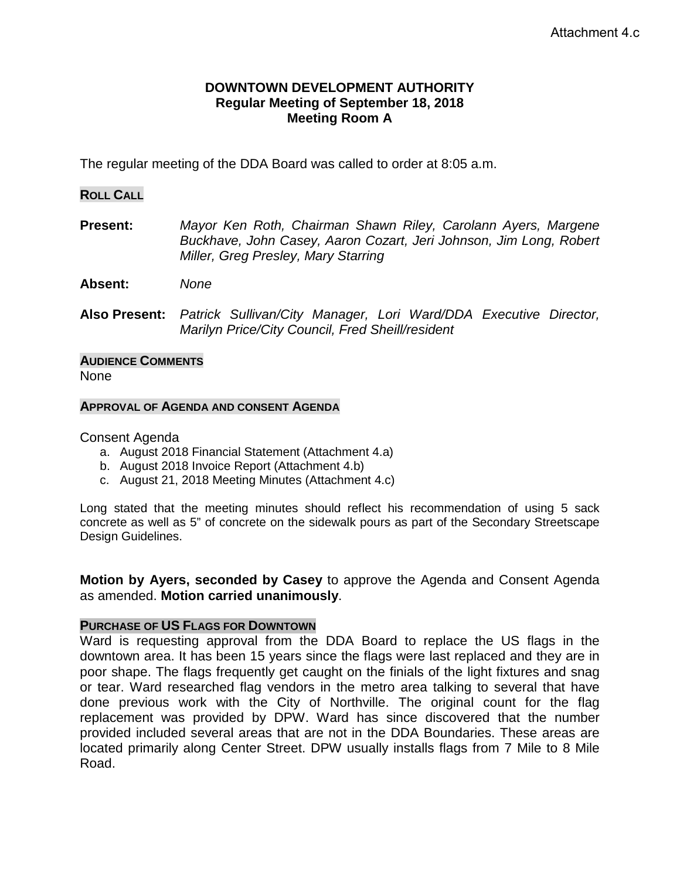Attachment 4.c

# DOWNTOWN DEVELOPMENT AUTHORITY
## Regular Meeting of September 18, 2018
## Meeting Room A

The regular meeting of the DDA Board was called to order at 8:05 a.m.

### ROLL CALL

**Present:** *Mayor Ken Roth, Chairman Shawn Riley, Carolann Ayers, Margene Buckhave, John Casey, Aaron Cozart, Jeri Johnson, Jim Long, Robert Miller, Greg Presley, Mary Starring*

**Absent:** *None*

**Also Present:** *Patrick Sullivan/City Manager, Lori Ward/DDA Executive Director, Marilyn Price/City Council, Fred Sheill/resident*

### AUDIENCE COMMENTS

None

### APPROVAL OF AGENDA AND CONSENT AGENDA

Consent Agenda

a. August 2018 Financial Statement (Attachment 4.a)
b. August 2018 Invoice Report (Attachment 4.b)
c. August 21, 2018 Meeting Minutes (Attachment 4.c)

Long stated that the meeting minutes should reflect his recommendation of using 5 sack concrete as well as 5" of concrete on the sidewalk pours as part of the Secondary Streetscape Design Guidelines.

**Motion by Ayers, seconded by Casey** to approve the Agenda and Consent Agenda as amended. **Motion carried unanimously**.

### PURCHASE OF US FLAGS FOR DOWNTOWN

Ward is requesting approval from the DDA Board to replace the US flags in the downtown area. It has been 15 years since the flags were last replaced and they are in poor shape. The flags frequently get caught on the finials of the light fixtures and snag or tear. Ward researched flag vendors in the metro area talking to several that have done previous work with the City of Northville. The original count for the flag replacement was provided by DPW. Ward has since discovered that the number provided included several areas that are not in the DDA Boundaries. These areas are located primarily along Center Street. DPW usually installs flags from 7 Mile to 8 Mile Road.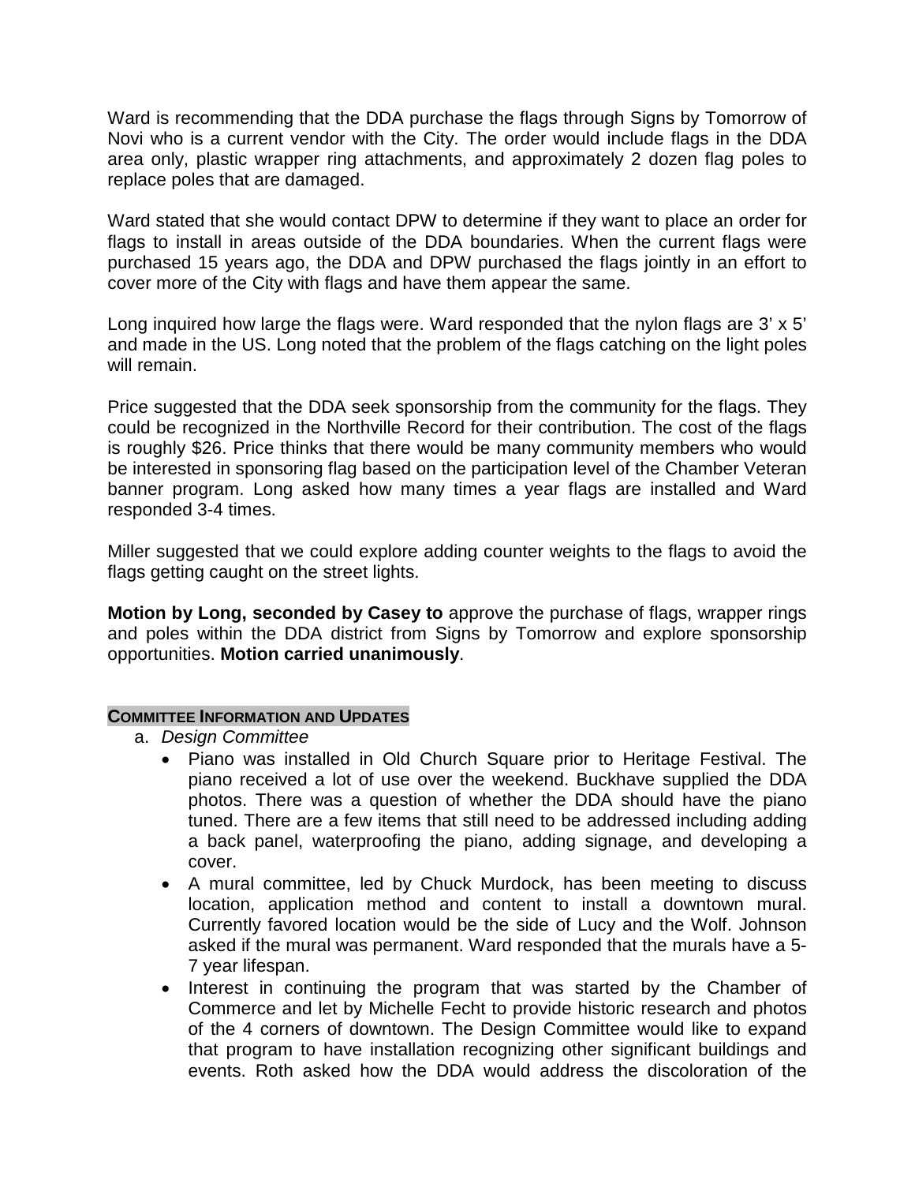Ward is recommending that the DDA purchase the flags through Signs by Tomorrow of Novi who is a current vendor with the City. The order would include flags in the DDA area only, plastic wrapper ring attachments, and approximately 2 dozen flag poles to replace poles that are damaged.

Ward stated that she would contact DPW to determine if they want to place an order for flags to install in areas outside of the DDA boundaries. When the current flags were purchased 15 years ago, the DDA and DPW purchased the flags jointly in an effort to cover more of the City with flags and have them appear the same.

Long inquired how large the flags were. Ward responded that the nylon flags are 3' x 5' and made in the US. Long noted that the problem of the flags catching on the light poles will remain.

Price suggested that the DDA seek sponsorship from the community for the flags. They could be recognized in the Northville Record for their contribution. The cost of the flags is roughly $26. Price thinks that there would be many community members who would be interested in sponsoring flag based on the participation level of the Chamber Veteran banner program. Long asked how many times a year flags are installed and Ward responded 3-4 times.

Miller suggested that we could explore adding counter weights to the flags to avoid the flags getting caught on the street lights.

**Motion by Long, seconded by Casey to** approve the purchase of flags, wrapper rings and poles within the DDA district from Signs by Tomorrow and explore sponsorship opportunities. **Motion carried unanimously**.

**COMMITTEE INFORMATION AND UPDATES**

a. *Design Committee*
   - Piano was installed in Old Church Square prior to Heritage Festival. The piano received a lot of use over the weekend. Buckhave supplied the DDA photos. There was a question of whether the DDA should have the piano tuned. There are a few items that still need to be addressed including adding a back panel, waterproofing the piano, adding signage, and developing a cover.
   - A mural committee, led by Chuck Murdock, has been meeting to discuss location, application method and content to install a downtown mural. Currently favored location would be the side of Lucy and the Wolf. Johnson asked if the mural was permanent. Ward responded that the murals have a 5-7 year lifespan.
   - Interest in continuing the program that was started by the Chamber of Commerce and let by Michelle Fecht to provide historic research and photos of the 4 corners of downtown. The Design Committee would like to expand that program to have installation recognizing other significant buildings and events. Roth asked how the DDA would address the discoloration of the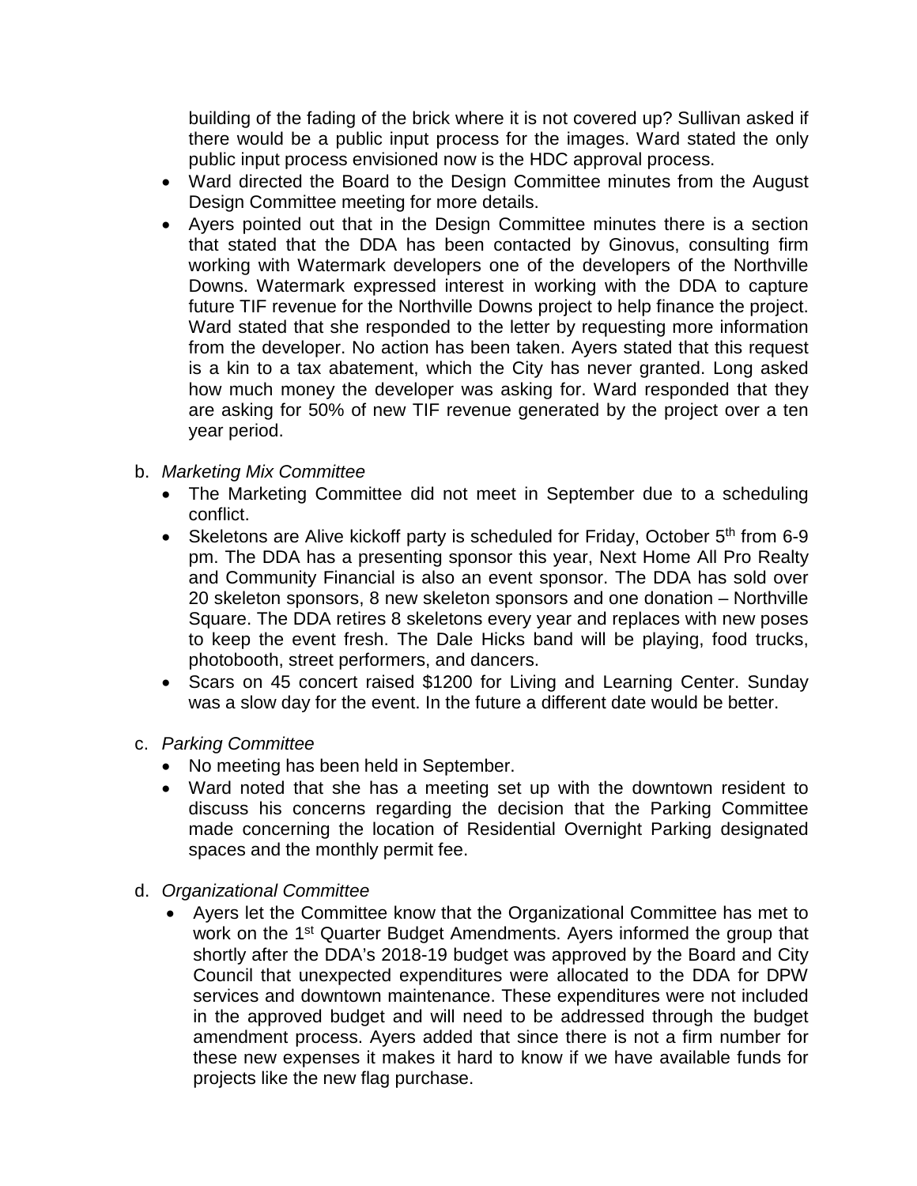building of the fading of the brick where it is not covered up? Sullivan asked if there would be a public input process for the images. Ward stated the only public input process envisioned now is the HDC approval process.

- Ward directed the Board to the Design Committee minutes from the August Design Committee meeting for more details.
- Ayers pointed out that in the Design Committee minutes there is a section that stated that the DDA has been contacted by Ginovus, consulting firm working with Watermark developers one of the developers of the Northville Downs. Watermark expressed interest in working with the DDA to capture future TIF revenue for the Northville Downs project to help finance the project. Ward stated that she responded to the letter by requesting more information from the developer. No action has been taken. Ayers stated that this request is a kin to a tax abatement, which the City has never granted. Long asked how much money the developer was asking for. Ward responded that they are asking for 50% of new TIF revenue generated by the project over a ten year period.

b. *Marketing Mix Committee*

- The Marketing Committee did not meet in September due to a scheduling conflict.
- Skeletons are Alive kickoff party is scheduled for Friday, October 5th from 6-9 pm. The DDA has a presenting sponsor this year, Next Home All Pro Realty and Community Financial is also an event sponsor. The DDA has sold over 20 skeleton sponsors, 8 new skeleton sponsors and one donation – Northville Square. The DDA retires 8 skeletons every year and replaces with new poses to keep the event fresh. The Dale Hicks band will be playing, food trucks, photobooth, street performers, and dancers.
- Scars on 45 concert raised $1200 for Living and Learning Center. Sunday was a slow day for the event. In the future a different date would be better.

c. *Parking Committee*

- No meeting has been held in September.
- Ward noted that she has a meeting set up with the downtown resident to discuss his concerns regarding the decision that the Parking Committee made concerning the location of Residential Overnight Parking designated spaces and the monthly permit fee.

d. *Organizational Committee*

- Ayers let the Committee know that the Organizational Committee has met to work on the 1st Quarter Budget Amendments. Ayers informed the group that shortly after the DDA's 2018-19 budget was approved by the Board and City Council that unexpected expenditures were allocated to the DDA for DPW services and downtown maintenance. These expenditures were not included in the approved budget and will need to be addressed through the budget amendment process. Ayers added that since there is not a firm number for these new expenses it makes it hard to know if we have available funds for projects like the new flag purchase.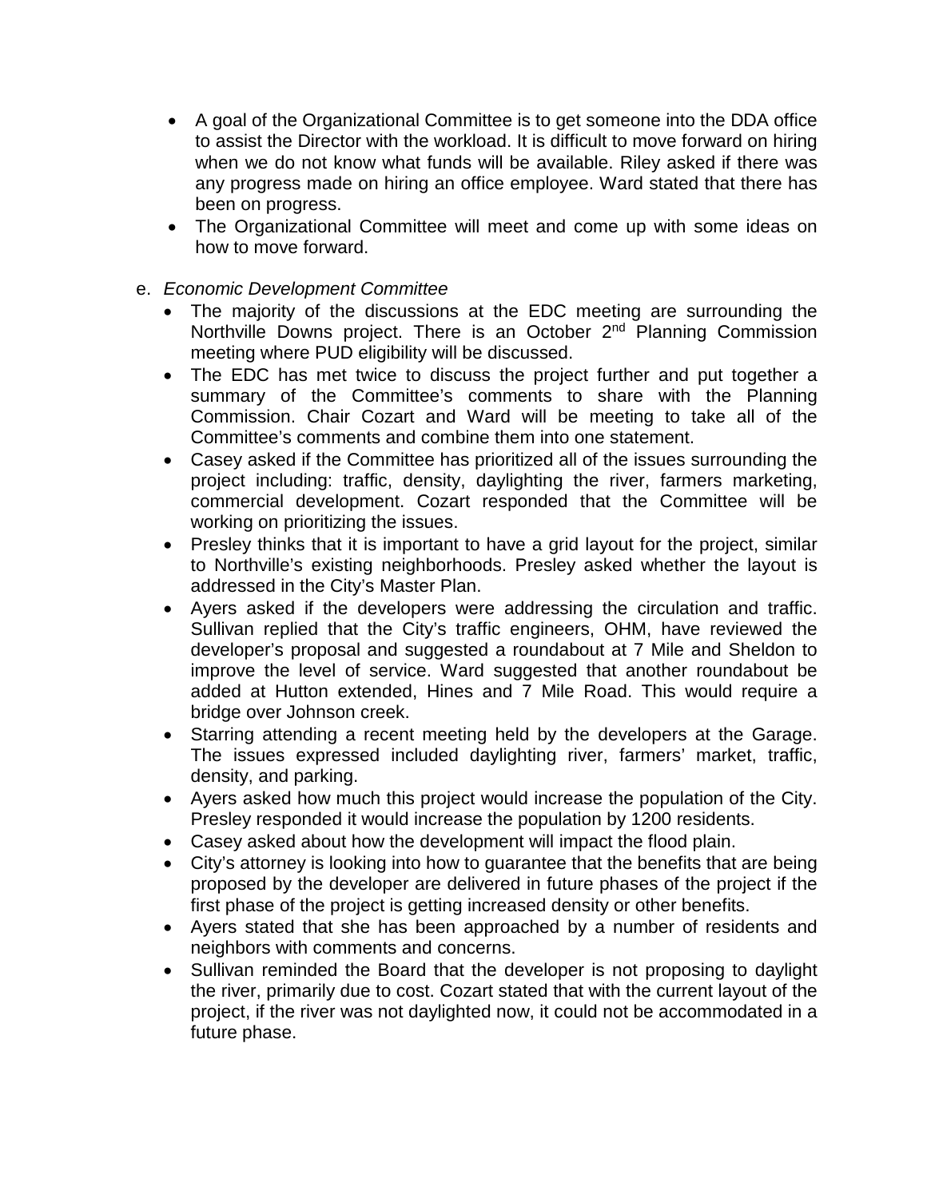- A goal of the Organizational Committee is to get someone into the DDA office to assist the Director with the workload. It is difficult to move forward on hiring when we do not know what funds will be available. Riley asked if there was any progress made on hiring an office employee. Ward stated that there has been on progress.
- The Organizational Committee will meet and come up with some ideas on how to move forward.

e. *Economic Development Committee*

- The majority of the discussions at the EDC meeting are surrounding the Northville Downs project. There is an October 2nd Planning Commission meeting where PUD eligibility will be discussed.
- The EDC has met twice to discuss the project further and put together a summary of the Committee's comments to share with the Planning Commission. Chair Cozart and Ward will be meeting to take all of the Committee's comments and combine them into one statement.
- Casey asked if the Committee has prioritized all of the issues surrounding the project including: traffic, density, daylighting the river, farmers marketing, commercial development. Cozart responded that the Committee will be working on prioritizing the issues.
- Presley thinks that it is important to have a grid layout for the project, similar to Northville's existing neighborhoods. Presley asked whether the layout is addressed in the City's Master Plan.
- Ayers asked if the developers were addressing the circulation and traffic. Sullivan replied that the City's traffic engineers, OHM, have reviewed the developer's proposal and suggested a roundabout at 7 Mile and Sheldon to improve the level of service. Ward suggested that another roundabout be added at Hutton extended, Hines and 7 Mile Road. This would require a bridge over Johnson creek.
- Starring attending a recent meeting held by the developers at the Garage. The issues expressed included daylighting river, farmers' market, traffic, density, and parking.
- Ayers asked how much this project would increase the population of the City. Presley responded it would increase the population by 1200 residents.
- Casey asked about how the development will impact the flood plain.
- City's attorney is looking into how to guarantee that the benefits that are being proposed by the developer are delivered in future phases of the project if the first phase of the project is getting increased density or other benefits.
- Ayers stated that she has been approached by a number of residents and neighbors with comments and concerns.
- Sullivan reminded the Board that the developer is not proposing to daylight the river, primarily due to cost. Cozart stated that with the current layout of the project, if the river was not daylighted now, it could not be accommodated in a future phase.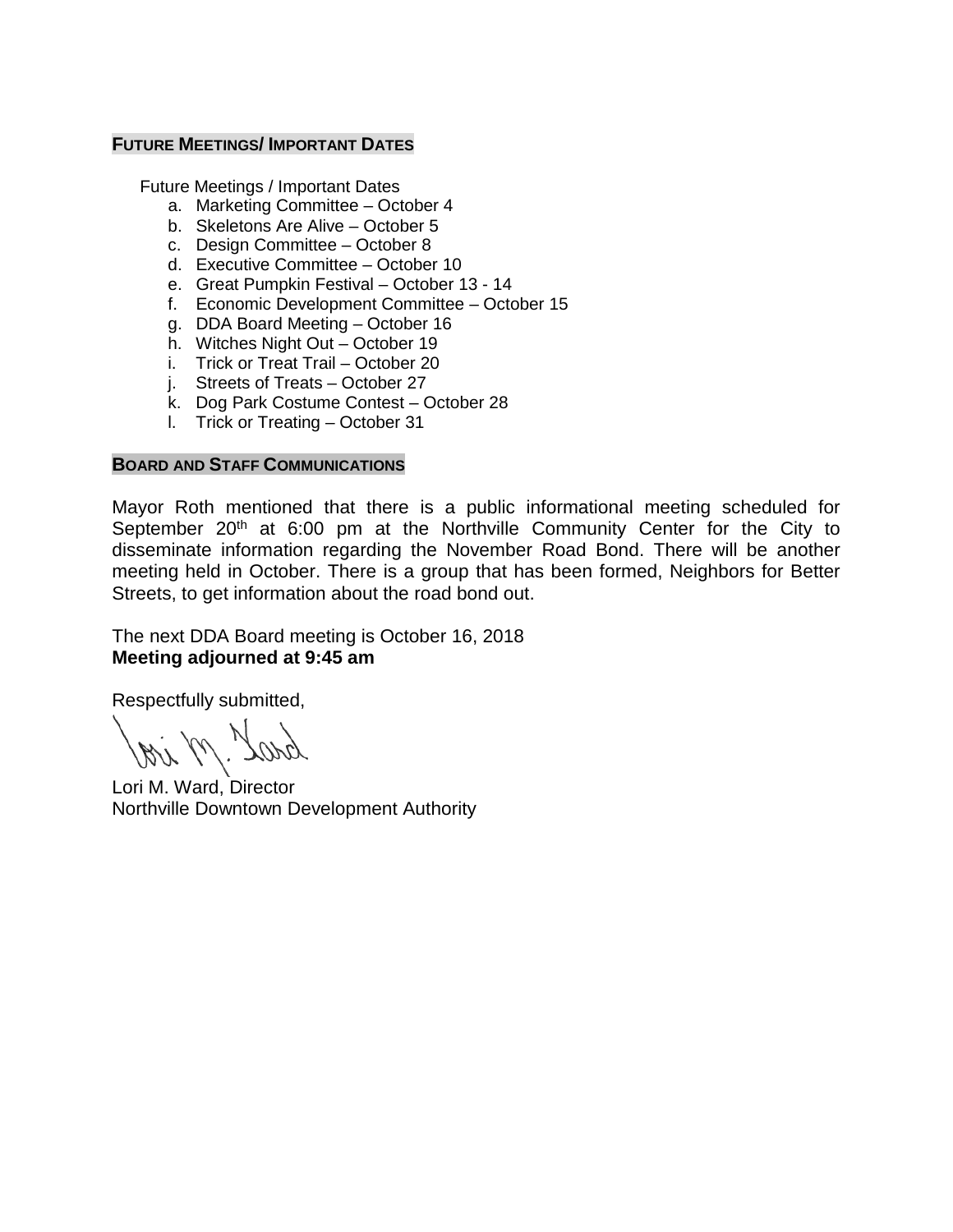## FUTURE MEETINGS/ IMPORTANT DATES

Future Meetings / Important Dates

a. Marketing Committee – October 4
b. Skeletons Are Alive – October 5
c. Design Committee – October 8
d. Executive Committee – October 10
e. Great Pumpkin Festival – October 13 - 14
f. Economic Development Committee – October 15
g. DDA Board Meeting – October 16
h. Witches Night Out – October 19
i. Trick or Treat Trail – October 20
j. Streets of Treats – October 27
k. Dog Park Costume Contest – October 28
l. Trick or Treating – October 31

## BOARD AND STAFF COMMUNICATIONS

Mayor Roth mentioned that there is a public informational meeting scheduled for September 20th at 6:00 pm at the Northville Community Center for the City to disseminate information regarding the November Road Bond. There will be another meeting held in October. There is a group that has been formed, Neighbors for Better Streets, to get information about the road bond out.

The next DDA Board meeting is October 16, 2018
**Meeting adjourned at 9:45 am**

Respectfully submitted,

Lori M. Ward, Director
Northville Downtown Development Authority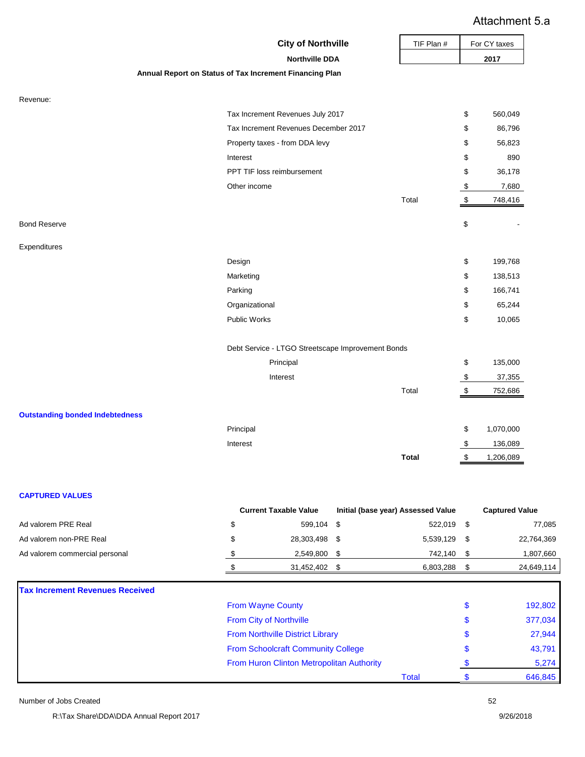Attachment 5.a

# City of Northville

## Northville DDA

### Annual Report on Status of Tax Increment Financing Plan

| TIF Plan # | For CY taxes |
|---|---|
| | 2017 |

**Revenue:**

| | | |
|---|---|---|
| Tax Increment Revenues July 2017 | | $ 560,049 |
| Tax Increment Revenues December 2017 | | $ 86,796 |
| Property taxes - from DDA levy | | $ 56,823 |
| Interest | | $ 890 |
| PPT TIF loss reimbursement | | $ 36,178 |
| Other income | | $ 7,680 |
| | Total | $ 748,416 |

**Bond Reserve** $ -

**Expenditures**

| | | |
|---|---|---|
| Design | | $ 199,768 |
| Marketing | | $ 138,513 |
| Parking | | $ 166,741 |
| Organizational | | $ 65,244 |
| Public Works | | $ 10,065 |
| Debt Service - LTGO Streetscape Improvement Bonds | | |
| Principal | | $ 135,000 |
| Interest | | $ 37,355 |
| | Total | $ 752,686 |

**Outstanding bonded Indebtedness**

| | | |
|---|---|---|
| Principal | | $ 1,070,000 |
| Interest | | $ 136,089 |
| | **Total** | $ 1,206,089 |

**CAPTURED VALUES**

| | Current Taxable Value | Initial (base year) Assessed Value | Captured Value |
|---|---|---|---|
| Ad valorem PRE Real | $ 599,104 | $ 522,019 | $ 77,085 |
| Ad valorem non-PRE Real | $ 28,303,498 | $ 5,539,129 | $ 22,764,369 |
| Ad valorem commercial personal | $ 2,549,800 | $ 742,140 | $ 1,807,660 |
| | $ 31,452,402 | $ 6,803,288 | $ 24,649,114 |

**Tax Increment Revenues Received**

| | | |
|---|---|---|
| From Wayne County | | $ 192,802 |
| From City of Northville | | $ 377,034 |
| From Northville District Library | | $ 27,944 |
| From Schoolcraft Community College | | $ 43,791 |
| From Huron Clinton Metropolitan Authority | | $ 5,274 |
| | Total | $ 646,845 |

Number of Jobs Created: 52

R:\Tax Share\DDA\DDA Annual Report 2017 — 9/26/2018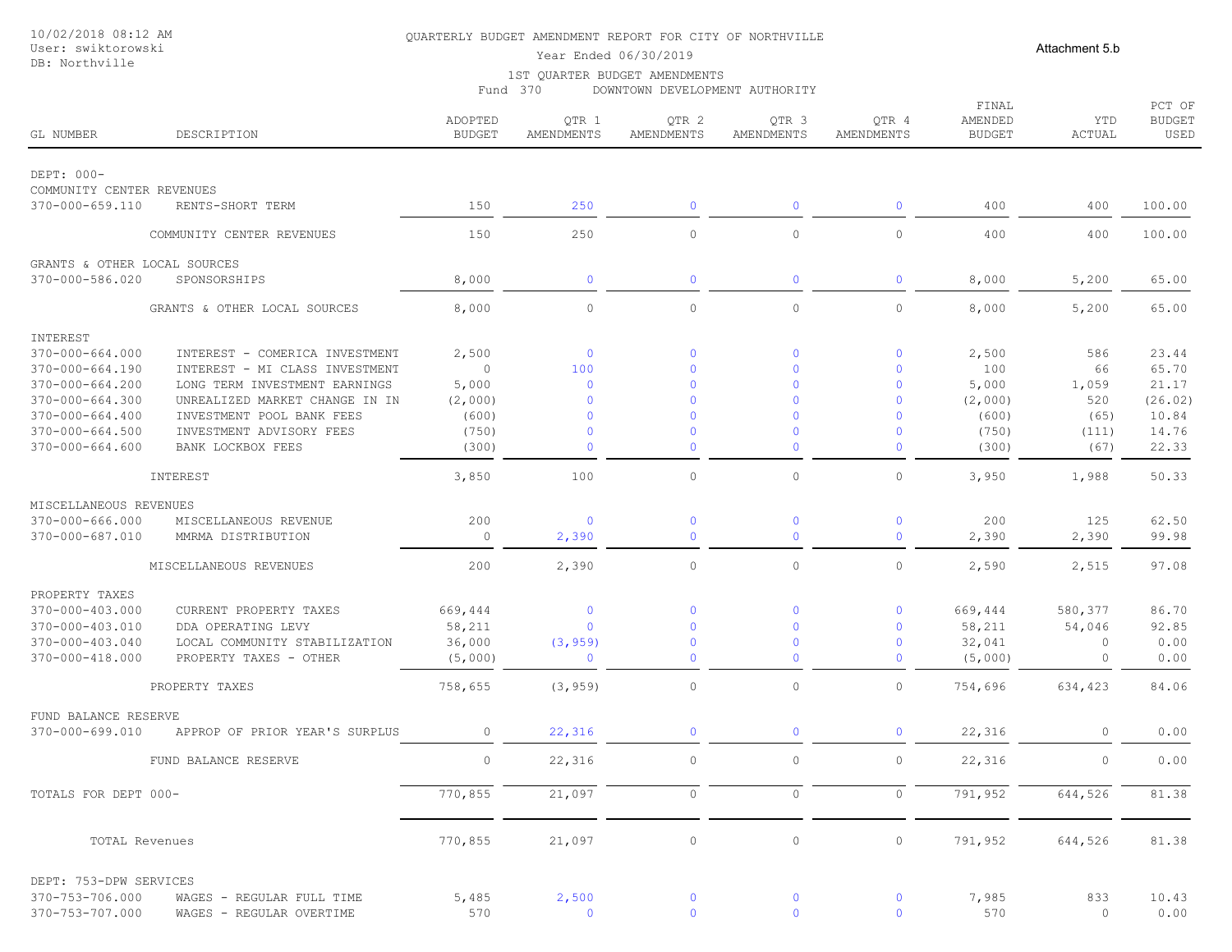10/02/2018 08:12 AM
User: swiktorowski
DB: Northville

QUARTERLY BUDGET AMENDMENT REPORT FOR CITY OF NORTHVILLE
Year Ended 06/30/2019
1ST QUARTER BUDGET AMENDMENTS
Fund 370 DOWNTOWN DEVELOPMENT AUTHORITY

Attachment 5.b

| GL NUMBER | DESCRIPTION | ADOPTED BUDGET | QTR 1 AMENDMENTS | QTR 2 AMENDMENTS | QTR 3 AMENDMENTS | QTR 4 AMENDMENTS | FINAL AMENDED BUDGET | YTD ACTUAL | PCT OF BUDGET USED |
|---|---|---|---|---|---|---|---|---|---|
| DEPT: 000- | | | | | | | | | |
| COMMUNITY CENTER REVENUES | | | | | | | | | |
| 370-000-659.110 | RENTS-SHORT TERM | 150 | 250 | 0 | 0 | 0 | 400 | 400 | 100.00 |
| | COMMUNITY CENTER REVENUES | 150 | 250 | 0 | 0 | 0 | 400 | 400 | 100.00 |
| GRANTS & OTHER LOCAL SOURCES | | | | | | | | | |
| 370-000-586.020 | SPONSORSHIPS | 8,000 | 0 | 0 | 0 | 0 | 8,000 | 5,200 | 65.00 |
| | GRANTS & OTHER LOCAL SOURCES | 8,000 | 0 | 0 | 0 | 0 | 8,000 | 5,200 | 65.00 |
| INTEREST | | | | | | | | | |
| 370-000-664.000 | INTEREST - COMERICA INVESTMENT | 2,500 | 0 | 0 | 0 | 0 | 2,500 | 586 | 23.44 |
| 370-000-664.190 | INTEREST - MI CLASS INVESTMENT | 0 | 100 | 0 | 0 | 0 | 100 | 66 | 65.70 |
| 370-000-664.200 | LONG TERM INVESTMENT EARNINGS | 5,000 | 0 | 0 | 0 | 0 | 5,000 | 1,059 | 21.17 |
| 370-000-664.300 | UNREALIZED MARKET CHANGE IN IN | (2,000) | 0 | 0 | 0 | 0 | (2,000) | 520 | (26.02) |
| 370-000-664.400 | INVESTMENT POOL BANK FEES | (600) | 0 | 0 | 0 | 0 | (600) | (65) | 10.84 |
| 370-000-664.500 | INVESTMENT ADVISORY FEES | (750) | 0 | 0 | 0 | 0 | (750) | (111) | 14.76 |
| 370-000-664.600 | BANK LOCKBOX FEES | (300) | 0 | 0 | 0 | 0 | (300) | (67) | 22.33 |
| | INTEREST | 3,850 | 100 | 0 | 0 | 0 | 3,950 | 1,988 | 50.33 |
| MISCELLANEOUS REVENUES | | | | | | | | | |
| 370-000-666.000 | MISCELLANEOUS REVENUE | 200 | 0 | 0 | 0 | 0 | 200 | 125 | 62.50 |
| 370-000-687.010 | MMRMA DISTRIBUTION | 0 | 2,390 | 0 | 0 | 0 | 2,390 | 2,390 | 99.98 |
| | MISCELLANEOUS REVENUES | 200 | 2,390 | 0 | 0 | 0 | 2,590 | 2,515 | 97.08 |
| PROPERTY TAXES | | | | | | | | | |
| 370-000-403.000 | CURRENT PROPERTY TAXES | 669,444 | 0 | 0 | 0 | 0 | 669,444 | 580,377 | 86.70 |
| 370-000-403.010 | DDA OPERATING LEVY | 58,211 | 0 | 0 | 0 | 0 | 58,211 | 54,046 | 92.85 |
| 370-000-403.040 | LOCAL COMMUNITY STABILIZATION | 36,000 | (3,959) | 0 | 0 | 0 | 32,041 | 0 | 0.00 |
| 370-000-418.000 | PROPERTY TAXES - OTHER | (5,000) | 0 | 0 | 0 | 0 | (5,000) | 0 | 0.00 |
| | PROPERTY TAXES | 758,655 | (3,959) | 0 | 0 | 0 | 754,696 | 634,423 | 84.06 |
| FUND BALANCE RESERVE | | | | | | | | | |
| 370-000-699.010 | APPROP OF PRIOR YEAR'S SURPLUS | 0 | 22,316 | 0 | 0 | 0 | 22,316 | 0 | 0.00 |
| | FUND BALANCE RESERVE | 0 | 22,316 | 0 | 0 | 0 | 22,316 | 0 | 0.00 |
| TOTALS FOR DEPT 000- | | 770,855 | 21,097 | 0 | 0 | 0 | 791,952 | 644,526 | 81.38 |
| TOTAL Revenues | | 770,855 | 21,097 | 0 | 0 | 0 | 791,952 | 644,526 | 81.38 |
| DEPT: 753-DPW SERVICES | | | | | | | | | |
| 370-753-706.000 | WAGES - REGULAR FULL TIME | 5,485 | 2,500 | 0 | 0 | 0 | 7,985 | 833 | 10.43 |
| 370-753-707.000 | WAGES - REGULAR OVERTIME | 570 | 0 | 0 | 0 | 0 | 570 | 0 | 0.00 |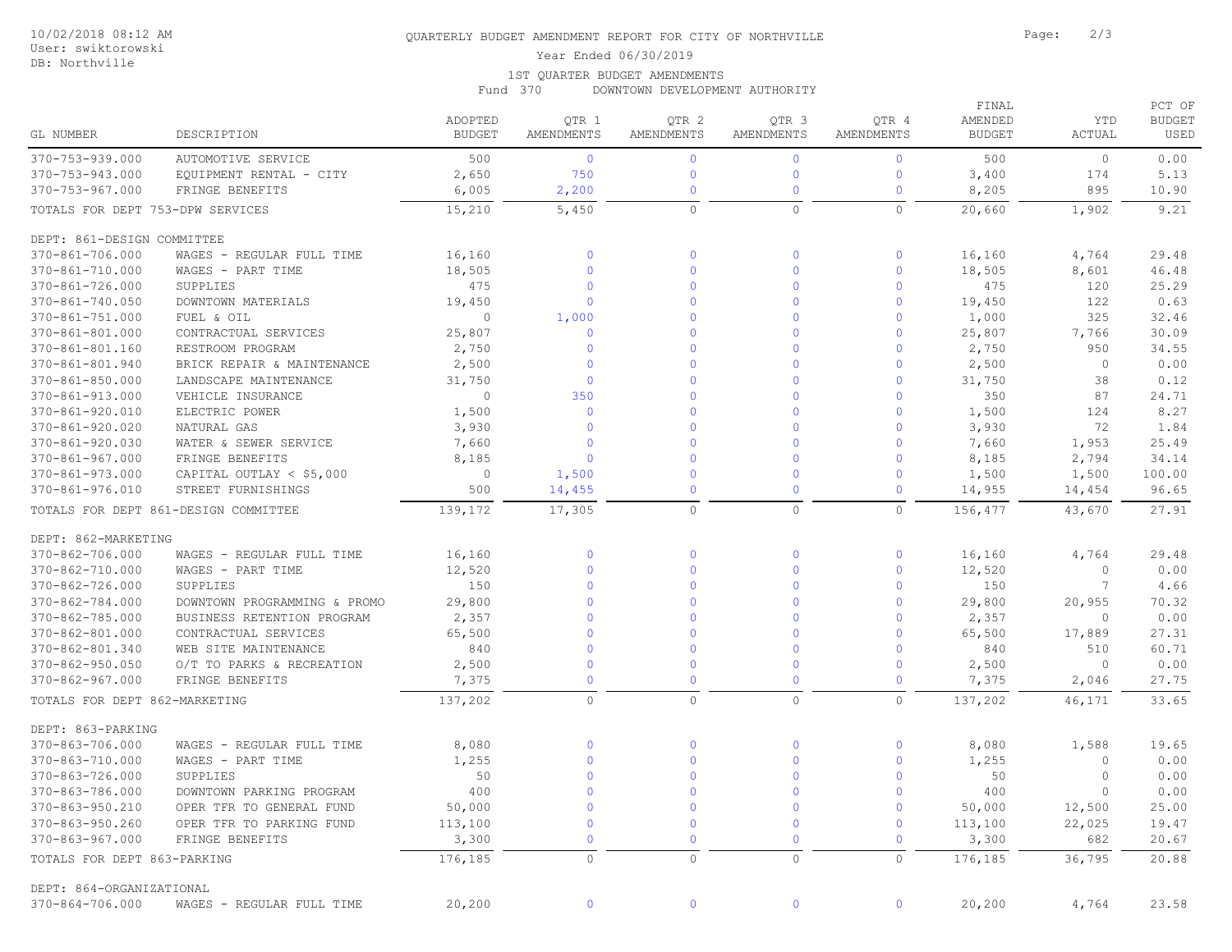QUARTERLY BUDGET AMENDMENT REPORT FOR CITY OF NORTHVILLE

Year Ended 06/30/2019

1ST QUARTER BUDGET AMENDMENTS

Fund 370 DOWNTOWN DEVELOPMENT AUTHORITY

10/02/2018 08:12 AM
User: swiktorowski
DB: Northville

| GL NUMBER | DESCRIPTION | ADOPTED BUDGET | QTR 1 AMENDMENTS | QTR 2 AMENDMENTS | QTR 3 AMENDMENTS | QTR 4 AMENDMENTS | FINAL AMENDED BUDGET | YTD ACTUAL | PCT OF BUDGET USED |
|---|---|---|---|---|---|---|---|---|---|
| 370-753-939.000 | AUTOMOTIVE SERVICE | 500 | 0 | 0 | 0 | 0 | 500 | 0 | 0.00 |
| 370-753-943.000 | EQUIPMENT RENTAL - CITY | 2,650 | 750 | 0 | 0 | 0 | 3,400 | 174 | 5.13 |
| 370-753-967.000 | FRINGE BENEFITS | 6,005 | 2,200 | 0 | 0 | 0 | 8,205 | 895 | 10.90 |
| TOTALS FOR DEPT 753-DPW SERVICES | | 15,210 | 5,450 | 0 | 0 | 0 | 20,660 | 1,902 | 9.21 |
| DEPT: 861-DESIGN COMMITTEE | | | | | | | | | |
| 370-861-706.000 | WAGES - REGULAR FULL TIME | 16,160 | 0 | 0 | 0 | 0 | 16,160 | 4,764 | 29.48 |
| 370-861-710.000 | WAGES - PART TIME | 18,505 | 0 | 0 | 0 | 0 | 18,505 | 8,601 | 46.48 |
| 370-861-726.000 | SUPPLIES | 475 | 0 | 0 | 0 | 0 | 475 | 120 | 25.29 |
| 370-861-740.050 | DOWNTOWN MATERIALS | 19,450 | 0 | 0 | 0 | 0 | 19,450 | 122 | 0.63 |
| 370-861-751.000 | FUEL & OIL | 0 | 1,000 | 0 | 0 | 0 | 1,000 | 325 | 32.46 |
| 370-861-801.000 | CONTRACTUAL SERVICES | 25,807 | 0 | 0 | 0 | 0 | 25,807 | 7,766 | 30.09 |
| 370-861-801.160 | RESTROOM PROGRAM | 2,750 | 0 | 0 | 0 | 0 | 2,750 | 950 | 34.55 |
| 370-861-801.940 | BRICK REPAIR & MAINTENANCE | 2,500 | 0 | 0 | 0 | 0 | 2,500 | 0 | 0.00 |
| 370-861-850.000 | LANDSCAPE MAINTENANCE | 31,750 | 0 | 0 | 0 | 0 | 31,750 | 38 | 0.12 |
| 370-861-913.000 | VEHICLE INSURANCE | 0 | 350 | 0 | 0 | 0 | 350 | 87 | 24.71 |
| 370-861-920.010 | ELECTRIC POWER | 1,500 | 0 | 0 | 0 | 0 | 1,500 | 124 | 8.27 |
| 370-861-920.020 | NATURAL GAS | 3,930 | 0 | 0 | 0 | 0 | 3,930 | 72 | 1.84 |
| 370-861-920.030 | WATER & SEWER SERVICE | 7,660 | 0 | 0 | 0 | 0 | 7,660 | 1,953 | 25.49 |
| 370-861-967.000 | FRINGE BENEFITS | 8,185 | 0 | 0 | 0 | 0 | 8,185 | 2,794 | 34.14 |
| 370-861-973.000 | CAPITAL OUTLAY < $5,000 | 0 | 1,500 | 0 | 0 | 0 | 1,500 | 1,500 | 100.00 |
| 370-861-976.010 | STREET FURNISHINGS | 500 | 14,455 | 0 | 0 | 0 | 14,955 | 14,454 | 96.65 |
| TOTALS FOR DEPT 861-DESIGN COMMITTEE | | 139,172 | 17,305 | 0 | 0 | 0 | 156,477 | 43,670 | 27.91 |
| DEPT: 862-MARKETING | | | | | | | | | |
| 370-862-706.000 | WAGES - REGULAR FULL TIME | 16,160 | 0 | 0 | 0 | 0 | 16,160 | 4,764 | 29.48 |
| 370-862-710.000 | WAGES - PART TIME | 12,520 | 0 | 0 | 0 | 0 | 12,520 | 0 | 0.00 |
| 370-862-726.000 | SUPPLIES | 150 | 0 | 0 | 0 | 0 | 150 | 7 | 4.66 |
| 370-862-784.000 | DOWNTOWN PROGRAMMING & PROMO | 29,800 | 0 | 0 | 0 | 0 | 29,800 | 20,955 | 70.32 |
| 370-862-785.000 | BUSINESS RETENTION PROGRAM | 2,357 | 0 | 0 | 0 | 0 | 2,357 | 0 | 0.00 |
| 370-862-801.000 | CONTRACTUAL SERVICES | 65,500 | 0 | 0 | 0 | 0 | 65,500 | 17,889 | 27.31 |
| 370-862-801.340 | WEB SITE MAINTENANCE | 840 | 0 | 0 | 0 | 0 | 840 | 510 | 60.71 |
| 370-862-950.050 | O/T TO PARKS & RECREATION | 2,500 | 0 | 0 | 0 | 0 | 2,500 | 0 | 0.00 |
| 370-862-967.000 | FRINGE BENEFITS | 7,375 | 0 | 0 | 0 | 0 | 7,375 | 2,046 | 27.75 |
| TOTALS FOR DEPT 862-MARKETING | | 137,202 | 0 | 0 | 0 | 0 | 137,202 | 46,171 | 33.65 |
| DEPT: 863-PARKING | | | | | | | | | |
| 370-863-706.000 | WAGES - REGULAR FULL TIME | 8,080 | 0 | 0 | 0 | 0 | 8,080 | 1,588 | 19.65 |
| 370-863-710.000 | WAGES - PART TIME | 1,255 | 0 | 0 | 0 | 0 | 1,255 | 0 | 0.00 |
| 370-863-726.000 | SUPPLIES | 50 | 0 | 0 | 0 | 0 | 50 | 0 | 0.00 |
| 370-863-786.000 | DOWNTOWN PARKING PROGRAM | 400 | 0 | 0 | 0 | 0 | 400 | 0 | 0.00 |
| 370-863-950.210 | OPER TFR TO GENERAL FUND | 50,000 | 0 | 0 | 0 | 0 | 50,000 | 12,500 | 25.00 |
| 370-863-950.260 | OPER TFR TO PARKING FUND | 113,100 | 0 | 0 | 0 | 0 | 113,100 | 22,025 | 19.47 |
| 370-863-967.000 | FRINGE BENEFITS | 3,300 | 0 | 0 | 0 | 0 | 3,300 | 682 | 20.67 |
| TOTALS FOR DEPT 863-PARKING | | 176,185 | 0 | 0 | 0 | 0 | 176,185 | 36,795 | 20.88 |
| DEPT: 864-ORGANIZATIONAL | | | | | | | | | |
| 370-864-706.000 | WAGES - REGULAR FULL TIME | 20,200 | 0 | 0 | 0 | 0 | 20,200 | 4,764 | 23.58 |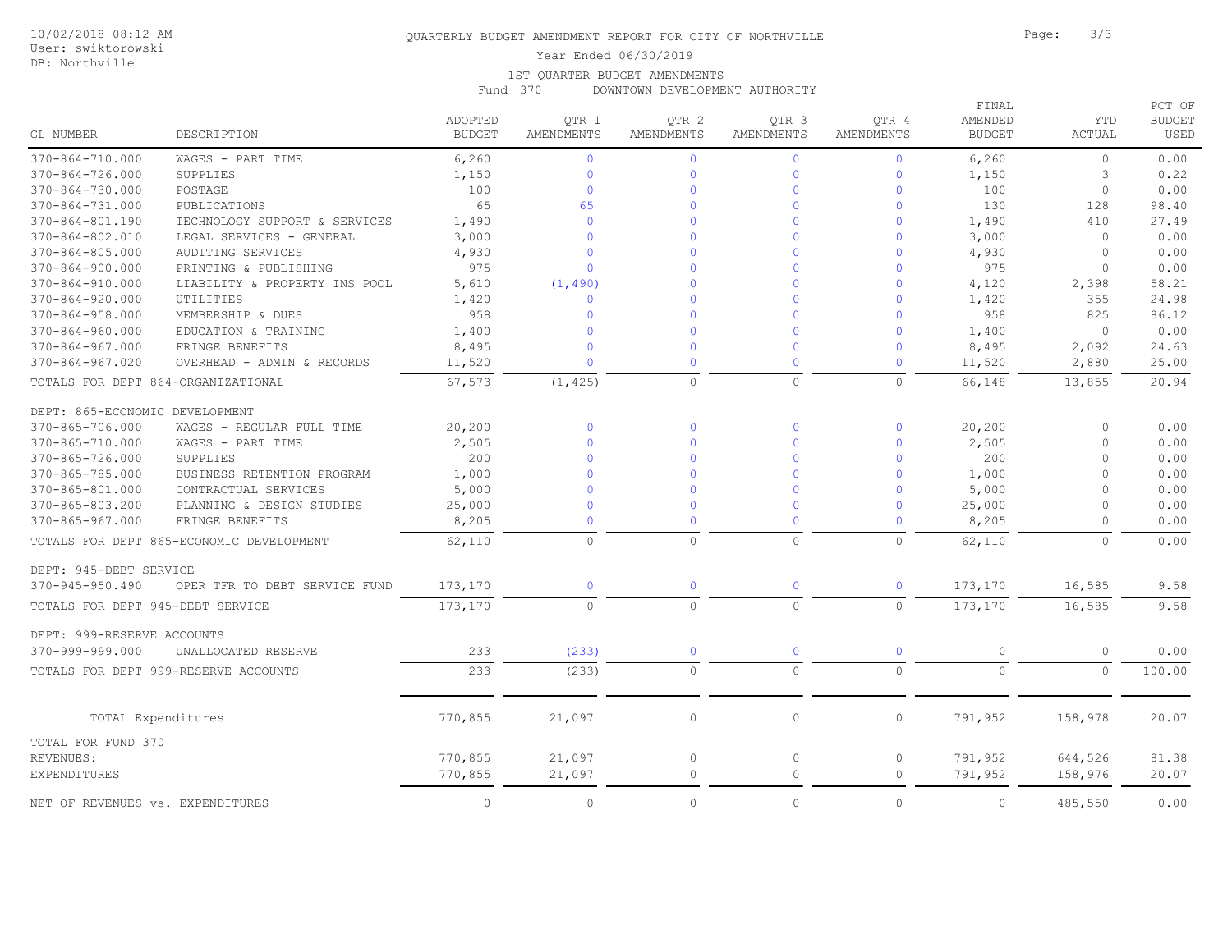QUARTERLY BUDGET AMENDMENT REPORT FOR CITY OF NORTHVILLE

Year Ended 06/30/2019

1ST QUARTER BUDGET AMENDMENTS

Fund 370 DOWNTOWN DEVELOPMENT AUTHORITY

| GL NUMBER | DESCRIPTION | ADOPTED BUDGET | QTR 1 AMENDMENTS | QTR 2 AMENDMENTS | QTR 3 AMENDMENTS | QTR 4 AMENDMENTS | FINAL AMENDED BUDGET | YTD ACTUAL | PCT OF BUDGET USED |
|---|---|---|---|---|---|---|---|---|---|
| 370-864-710.000 | WAGES - PART TIME | 6,260 | 0 | 0 | 0 | 0 | 6,260 | 0 | 0.00 |
| 370-864-726.000 | SUPPLIES | 1,150 | 0 | 0 | 0 | 0 | 1,150 | 3 | 0.22 |
| 370-864-730.000 | POSTAGE | 100 | 0 | 0 | 0 | 0 | 100 | 0 | 0.00 |
| 370-864-731.000 | PUBLICATIONS | 65 | 65 | 0 | 0 | 0 | 130 | 128 | 98.40 |
| 370-864-801.190 | TECHNOLOGY SUPPORT & SERVICES | 1,490 | 0 | 0 | 0 | 0 | 1,490 | 410 | 27.49 |
| 370-864-802.010 | LEGAL SERVICES - GENERAL | 3,000 | 0 | 0 | 0 | 0 | 3,000 | 0 | 0.00 |
| 370-864-805.000 | AUDITING SERVICES | 4,930 | 0 | 0 | 0 | 0 | 4,930 | 0 | 0.00 |
| 370-864-900.000 | PRINTING & PUBLISHING | 975 | 0 | 0 | 0 | 0 | 975 | 0 | 0.00 |
| 370-864-910.000 | LIABILITY & PROPERTY INS POOL | 5,610 | (1,490) | 0 | 0 | 0 | 4,120 | 2,398 | 58.21 |
| 370-864-920.000 | UTILITIES | 1,420 | 0 | 0 | 0 | 0 | 1,420 | 355 | 24.98 |
| 370-864-958.000 | MEMBERSHIP & DUES | 958 | 0 | 0 | 0 | 0 | 958 | 825 | 86.12 |
| 370-864-960.000 | EDUCATION & TRAINING | 1,400 | 0 | 0 | 0 | 0 | 1,400 | 0 | 0.00 |
| 370-864-967.000 | FRINGE BENEFITS | 8,495 | 0 | 0 | 0 | 0 | 8,495 | 2,092 | 24.63 |
| 370-864-967.020 | OVERHEAD - ADMIN & RECORDS | 11,520 | 0 | 0 | 0 | 0 | 11,520 | 2,880 | 25.00 |
| TOTALS FOR DEPT 864-ORGANIZATIONAL | | 67,573 | (1,425) | 0 | 0 | 0 | 66,148 | 13,855 | 20.94 |
| DEPT: 865-ECONOMIC DEVELOPMENT | | | | | | | | | |
| 370-865-706.000 | WAGES - REGULAR FULL TIME | 20,200 | 0 | 0 | 0 | 0 | 20,200 | 0 | 0.00 |
| 370-865-710.000 | WAGES - PART TIME | 2,505 | 0 | 0 | 0 | 0 | 2,505 | 0 | 0.00 |
| 370-865-726.000 | SUPPLIES | 200 | 0 | 0 | 0 | 0 | 200 | 0 | 0.00 |
| 370-865-785.000 | BUSINESS RETENTION PROGRAM | 1,000 | 0 | 0 | 0 | 0 | 1,000 | 0 | 0.00 |
| 370-865-801.000 | CONTRACTUAL SERVICES | 5,000 | 0 | 0 | 0 | 0 | 5,000 | 0 | 0.00 |
| 370-865-803.200 | PLANNING & DESIGN STUDIES | 25,000 | 0 | 0 | 0 | 0 | 25,000 | 0 | 0.00 |
| 370-865-967.000 | FRINGE BENEFITS | 8,205 | 0 | 0 | 0 | 0 | 8,205 | 0 | 0.00 |
| TOTALS FOR DEPT 865-ECONOMIC DEVELOPMENT | | 62,110 | 0 | 0 | 0 | 0 | 62,110 | 0 | 0.00 |
| DEPT: 945-DEBT SERVICE | | | | | | | | | |
| 370-945-950.490 | OPER TFR TO DEBT SERVICE FUND | 173,170 | 0 | 0 | 0 | 0 | 173,170 | 16,585 | 9.58 |
| TOTALS FOR DEPT 945-DEBT SERVICE | | 173,170 | 0 | 0 | 0 | 0 | 173,170 | 16,585 | 9.58 |
| DEPT: 999-RESERVE ACCOUNTS | | | | | | | | | |
| 370-999-999.000 | UNALLOCATED RESERVE | 233 | (233) | 0 | 0 | 0 | 0 | 0 | 0.00 |
| TOTALS FOR DEPT 999-RESERVE ACCOUNTS | | 233 | (233) | 0 | 0 | 0 | 0 | 0 | 100.00 |
| TOTAL Expenditures | | 770,855 | 21,097 | 0 | 0 | 0 | 791,952 | 158,978 | 20.07 |
| TOTAL FOR FUND 370 | | | | | | | | | |
| REVENUES: | | 770,855 | 21,097 | 0 | 0 | 0 | 791,952 | 644,526 | 81.38 |
| EXPENDITURES | | 770,855 | 21,097 | 0 | 0 | 0 | 791,952 | 158,976 | 20.07 |
| NET OF REVENUES vs. EXPENDITURES | | 0 | 0 | 0 | 0 | 0 | 0 | 485,550 | 0.00 |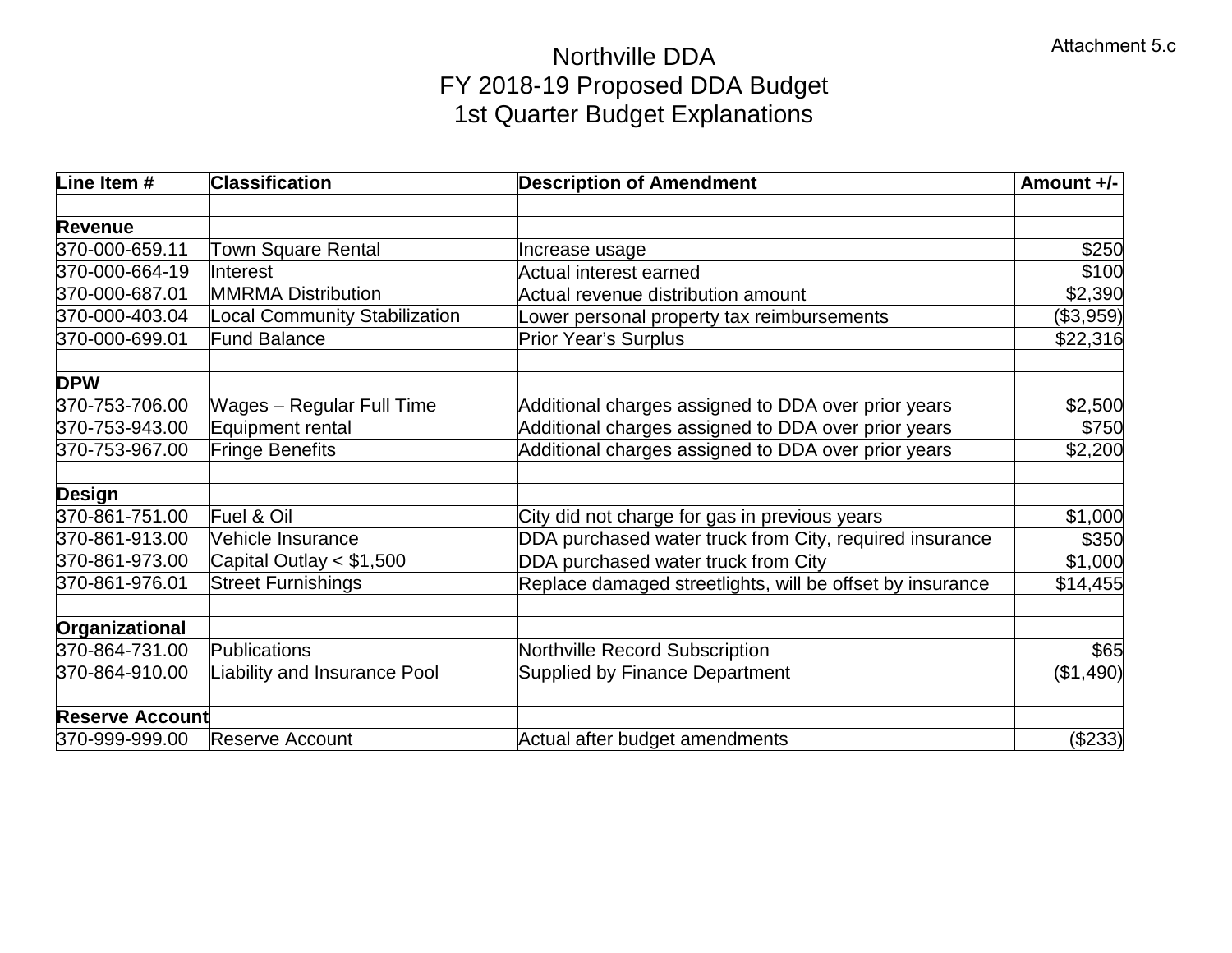Attachment 5.c

# Northville DDA
## FY 2018-19 Proposed DDA Budget
## 1st Quarter Budget Explanations

| Line Item # | Classification | Description of Amendment | Amount +/- |
|---|---|---|---|
| | | | |
| **Revenue** | | | |
| 370-000-659.11 | Town Square Rental | Increase usage | $250 |
| 370-000-664-19 | Interest | Actual interest earned | $100 |
| 370-000-687.01 | MMRMA Distribution | Actual revenue distribution amount | $2,390 |
| 370-000-403.04 | Local Community Stabilization | Lower personal property tax reimbursements | ($3,959) |
| 370-000-699.01 | Fund Balance | Prior Year's Surplus | $22,316 |
| | | | |
| **DPW** | | | |
| 370-753-706.00 | Wages – Regular Full Time | Additional charges assigned to DDA over prior years | $2,500 |
| 370-753-943.00 | Equipment rental | Additional charges assigned to DDA over prior years | $750 |
| 370-753-967.00 | Fringe Benefits | Additional charges assigned to DDA over prior years | $2,200 |
| | | | |
| **Design** | | | |
| 370-861-751.00 | Fuel & Oil | City did not charge for gas in previous years | $1,000 |
| 370-861-913.00 | Vehicle Insurance | DDA purchased water truck from City, required insurance | $350 |
| 370-861-973.00 | Capital Outlay < $1,500 | DDA purchased water truck from City | $1,000 |
| 370-861-976.01 | Street Furnishings | Replace damaged streetlights, will be offset by insurance | $14,455 |
| | | | |
| **Organizational** | | | |
| 370-864-731.00 | Publications | Northville Record Subscription | $65 |
| 370-864-910.00 | Liability and Insurance Pool | Supplied by Finance Department | ($1,490) |
| | | | |
| **Reserve Account** | | | |
| 370-999-999.00 | Reserve Account | Actual after budget amendments | ($233) |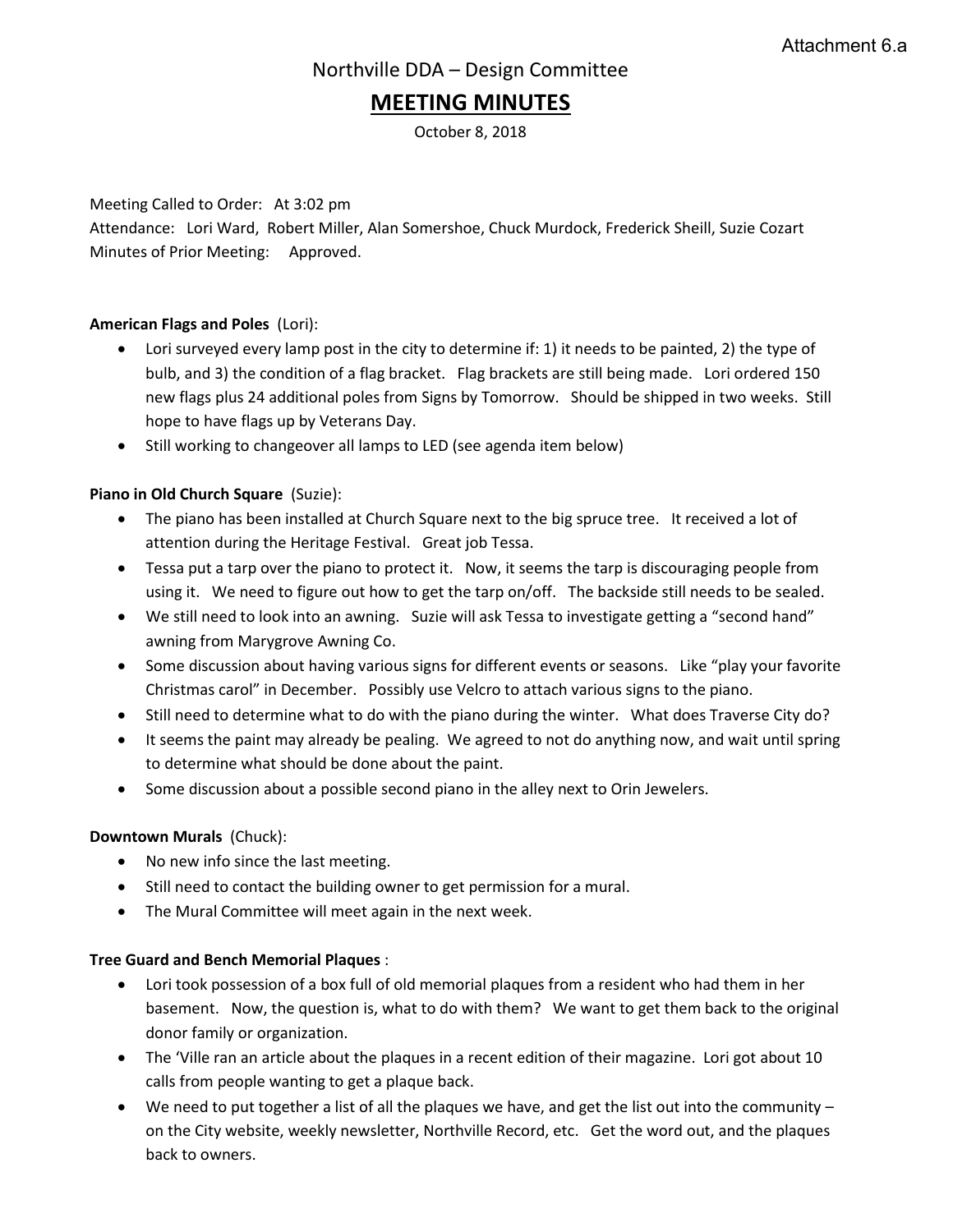Attachment 6.a

# Northville DDA – Design Committee

## MEETING MINUTES

October 8, 2018

Meeting Called to Order: At 3:02 pm
Attendance: Lori Ward, Robert Miller, Alan Somershoe, Chuck Murdock, Frederick Sheill, Suzie Cozart
Minutes of Prior Meeting: Approved.

**American Flags and Poles** (Lori):

- Lori surveyed every lamp post in the city to determine if: 1) it needs to be painted, 2) the type of bulb, and 3) the condition of a flag bracket. Flag brackets are still being made. Lori ordered 150 new flags plus 24 additional poles from Signs by Tomorrow. Should be shipped in two weeks. Still hope to have flags up by Veterans Day.
- Still working to changeover all lamps to LED (see agenda item below)

**Piano in Old Church Square** (Suzie):

- The piano has been installed at Church Square next to the big spruce tree. It received a lot of attention during the Heritage Festival. Great job Tessa.
- Tessa put a tarp over the piano to protect it. Now, it seems the tarp is discouraging people from using it. We need to figure out how to get the tarp on/off. The backside still needs to be sealed.
- We still need to look into an awning. Suzie will ask Tessa to investigate getting a "second hand" awning from Marygrove Awning Co.
- Some discussion about having various signs for different events or seasons. Like "play your favorite Christmas carol" in December. Possibly use Velcro to attach various signs to the piano.
- Still need to determine what to do with the piano during the winter. What does Traverse City do?
- It seems the paint may already be pealing. We agreed to not do anything now, and wait until spring to determine what should be done about the paint.
- Some discussion about a possible second piano in the alley next to Orin Jewelers.

**Downtown Murals** (Chuck):

- No new info since the last meeting.
- Still need to contact the building owner to get permission for a mural.
- The Mural Committee will meet again in the next week.

**Tree Guard and Bench Memorial Plaques** :

- Lori took possession of a box full of old memorial plaques from a resident who had them in her basement. Now, the question is, what to do with them? We want to get them back to the original donor family or organization.
- The 'Ville ran an article about the plaques in a recent edition of their magazine. Lori got about 10 calls from people wanting to get a plaque back.
- We need to put together a list of all the plaques we have, and get the list out into the community – on the City website, weekly newsletter, Northville Record, etc. Get the word out, and the plaques back to owners.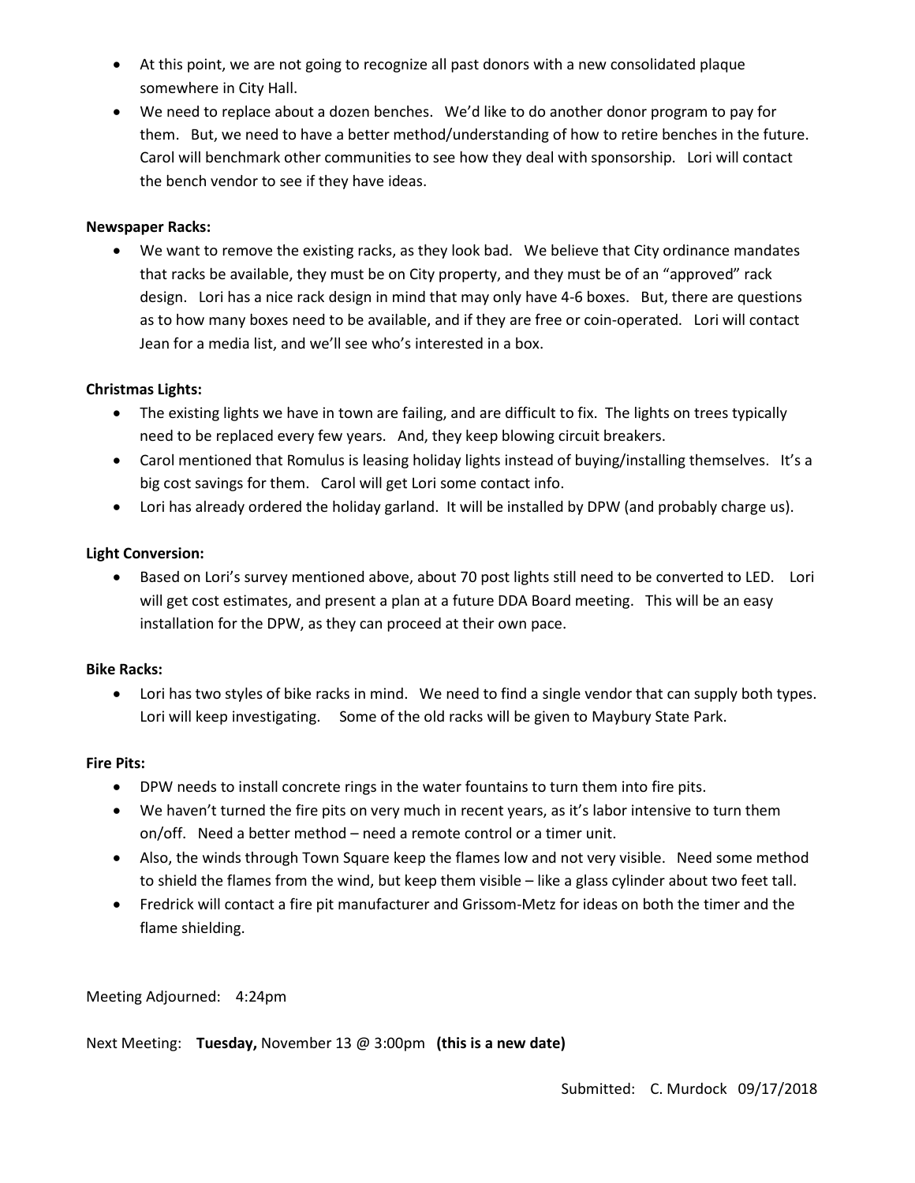- At this point, we are not going to recognize all past donors with a new consolidated plaque somewhere in City Hall.
- We need to replace about a dozen benches. We'd like to do another donor program to pay for them. But, we need to have a better method/understanding of how to retire benches in the future. Carol will benchmark other communities to see how they deal with sponsorship. Lori will contact the bench vendor to see if they have ideas.

**Newspaper Racks:**

- We want to remove the existing racks, as they look bad. We believe that City ordinance mandates that racks be available, they must be on City property, and they must be of an "approved" rack design. Lori has a nice rack design in mind that may only have 4-6 boxes. But, there are questions as to how many boxes need to be available, and if they are free or coin-operated. Lori will contact Jean for a media list, and we'll see who's interested in a box.

**Christmas Lights:**

- The existing lights we have in town are failing, and are difficult to fix. The lights on trees typically need to be replaced every few years. And, they keep blowing circuit breakers.
- Carol mentioned that Romulus is leasing holiday lights instead of buying/installing themselves. It's a big cost savings for them. Carol will get Lori some contact info.
- Lori has already ordered the holiday garland. It will be installed by DPW (and probably charge us).

**Light Conversion:**

- Based on Lori's survey mentioned above, about 70 post lights still need to be converted to LED. Lori will get cost estimates, and present a plan at a future DDA Board meeting. This will be an easy installation for the DPW, as they can proceed at their own pace.

**Bike Racks:**

- Lori has two styles of bike racks in mind. We need to find a single vendor that can supply both types. Lori will keep investigating. Some of the old racks will be given to Maybury State Park.

**Fire Pits:**

- DPW needs to install concrete rings in the water fountains to turn them into fire pits.
- We haven't turned the fire pits on very much in recent years, as it's labor intensive to turn them on/off. Need a better method – need a remote control or a timer unit.
- Also, the winds through Town Square keep the flames low and not very visible. Need some method to shield the flames from the wind, but keep them visible – like a glass cylinder about two feet tall.
- Fredrick will contact a fire pit manufacturer and Grissom-Metz for ideas on both the timer and the flame shielding.

Meeting Adjourned: 4:24pm

Next Meeting: **Tuesday,** November 13 @ 3:00pm **(this is a new date)**

Submitted: C. Murdock 09/17/2018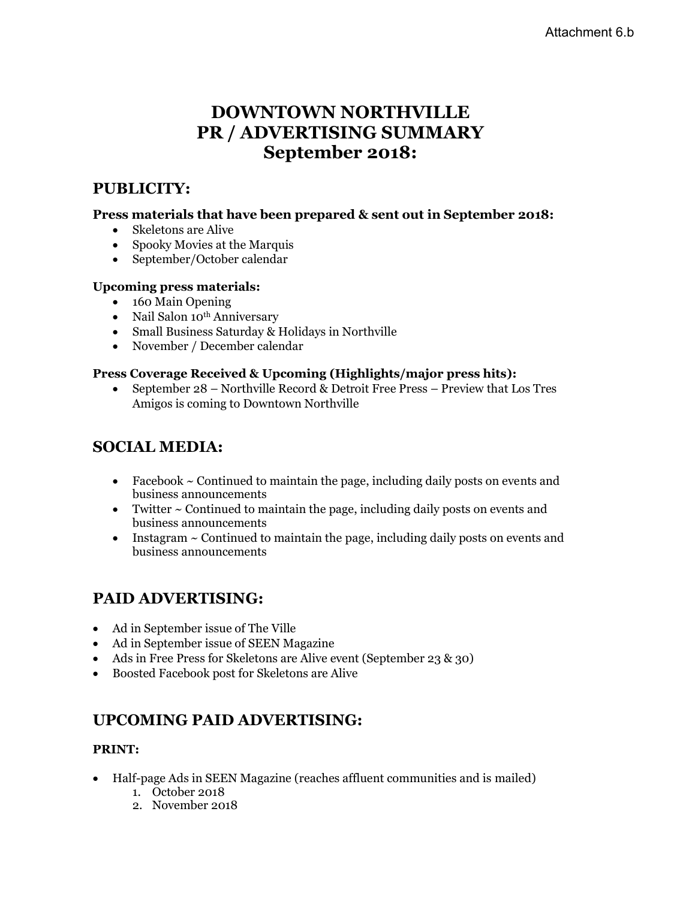Attachment 6.b

# DOWNTOWN NORTHVILLE
# PR / ADVERTISING SUMMARY
# September 2018:

## PUBLICITY:

**Press materials that have been prepared & sent out in September 2018:**

- Skeletons are Alive
- Spooky Movies at the Marquis
- September/October calendar

**Upcoming press materials:**

- 160 Main Opening
- Nail Salon 10th Anniversary
- Small Business Saturday & Holidays in Northville
- November / December calendar

**Press Coverage Received & Upcoming (Highlights/major press hits):**

- September 28 – Northville Record & Detroit Free Press – Preview that Los Tres Amigos is coming to Downtown Northville

## SOCIAL MEDIA:

- Facebook ~ Continued to maintain the page, including daily posts on events and business announcements
- Twitter ~ Continued to maintain the page, including daily posts on events and business announcements
- Instagram ~ Continued to maintain the page, including daily posts on events and business announcements

## PAID ADVERTISING:

- Ad in September issue of The Ville
- Ad in September issue of SEEN Magazine
- Ads in Free Press for Skeletons are Alive event (September 23 & 30)
- Boosted Facebook post for Skeletons are Alive

## UPCOMING PAID ADVERTISING:

**PRINT:**

- Half-page Ads in SEEN Magazine (reaches affluent communities and is mailed)
  1. October 2018
  2. November 2018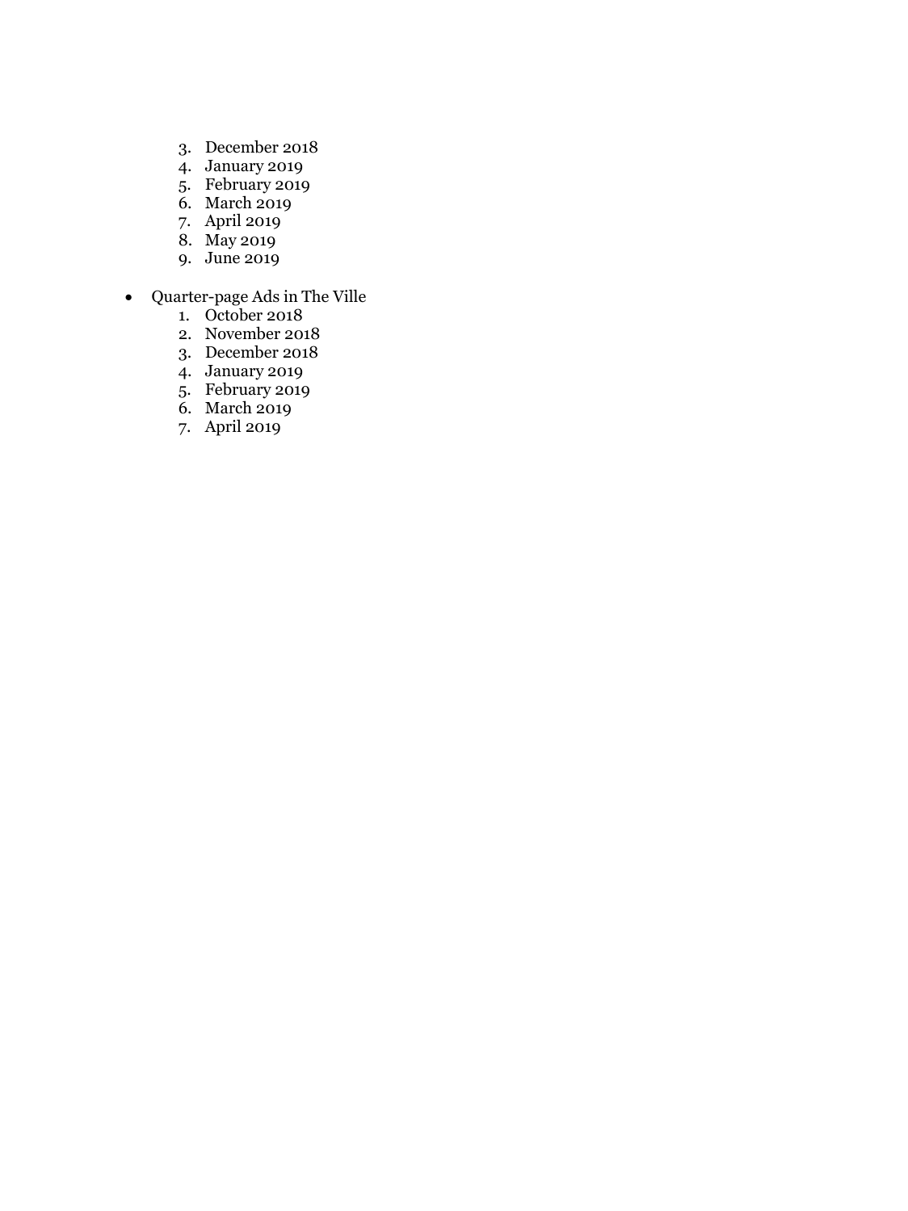3. December 2018
4. January 2019
5. February 2019
6. March 2019
7. April 2019
8. May 2019
9. June 2019

- Quarter-page Ads in The Ville
    1. October 2018
    2. November 2018
    3. December 2018
    4. January 2019
    5. February 2019
    6. March 2019
    7. April 2019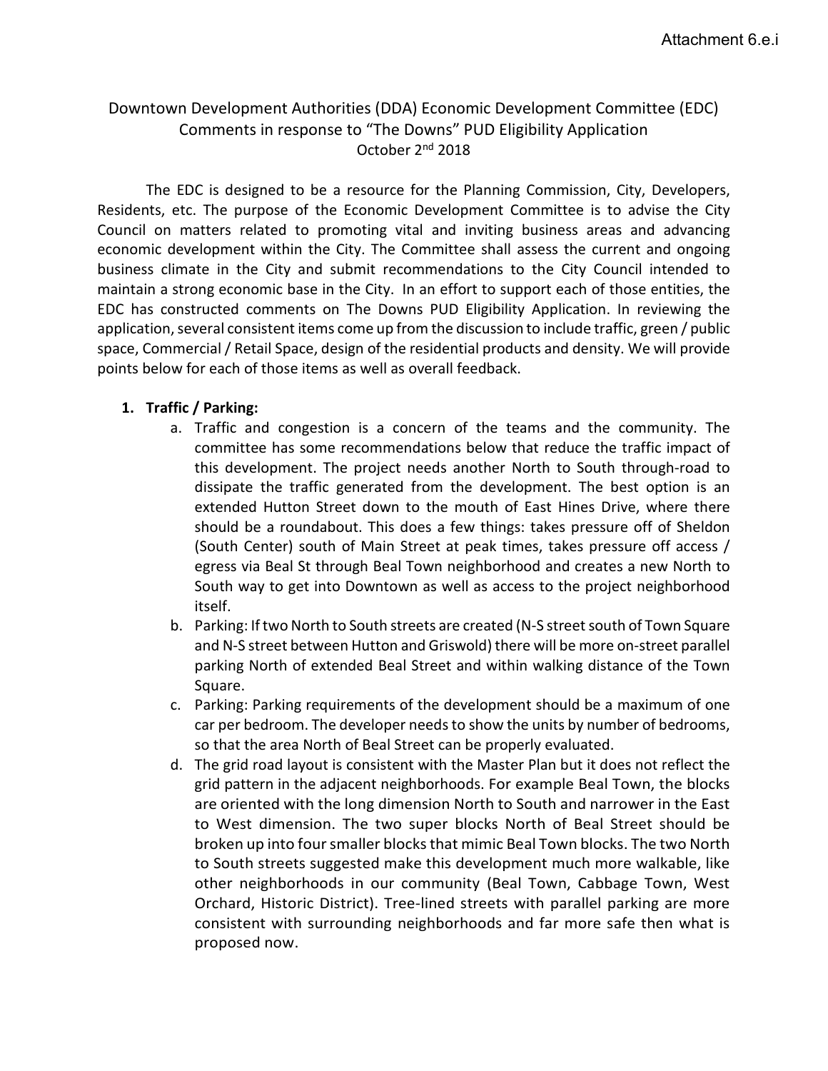Attachment 6.e.i

Downtown Development Authorities (DDA) Economic Development Committee (EDC)
Comments in response to "The Downs" PUD Eligibility Application
October 2nd 2018

The EDC is designed to be a resource for the Planning Commission, City, Developers, Residents, etc. The purpose of the Economic Development Committee is to advise the City Council on matters related to promoting vital and inviting business areas and advancing economic development within the City. The Committee shall assess the current and ongoing business climate in the City and submit recommendations to the City Council intended to maintain a strong economic base in the City. In an effort to support each of those entities, the EDC has constructed comments on The Downs PUD Eligibility Application. In reviewing the application, several consistent items come up from the discussion to include traffic, green / public space, Commercial / Retail Space, design of the residential products and density. We will provide points below for each of those items as well as overall feedback.

1. **Traffic / Parking:**
   a. Traffic and congestion is a concern of the teams and the community. The committee has some recommendations below that reduce the traffic impact of this development. The project needs another North to South through-road to dissipate the traffic generated from the development. The best option is an extended Hutton Street down to the mouth of East Hines Drive, where there should be a roundabout. This does a few things: takes pressure off of Sheldon (South Center) south of Main Street at peak times, takes pressure off access / egress via Beal St through Beal Town neighborhood and creates a new North to South way to get into Downtown as well as access to the project neighborhood itself.
   b. Parking: If two North to South streets are created (N-S street south of Town Square and N-S street between Hutton and Griswold) there will be more on-street parallel parking North of extended Beal Street and within walking distance of the Town Square.
   c. Parking: Parking requirements of the development should be a maximum of one car per bedroom. The developer needs to show the units by number of bedrooms, so that the area North of Beal Street can be properly evaluated.
   d. The grid road layout is consistent with the Master Plan but it does not reflect the grid pattern in the adjacent neighborhoods. For example Beal Town, the blocks are oriented with the long dimension North to South and narrower in the East to West dimension. The two super blocks North of Beal Street should be broken up into four smaller blocks that mimic Beal Town blocks. The two North to South streets suggested make this development much more walkable, like other neighborhoods in our community (Beal Town, Cabbage Town, West Orchard, Historic District). Tree-lined streets with parallel parking are more consistent with surrounding neighborhoods and far more safe then what is proposed now.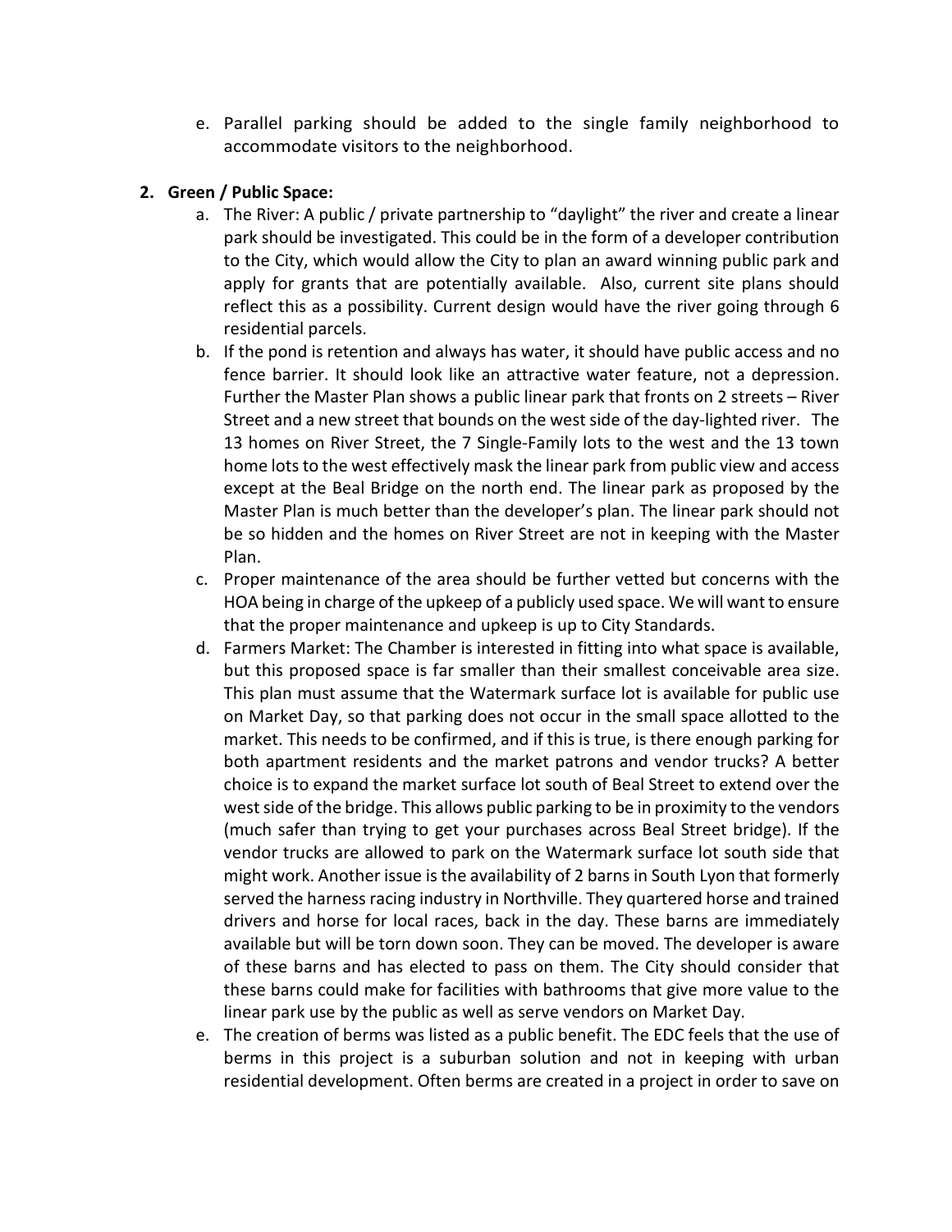e. Parallel parking should be added to the single family neighborhood to accommodate visitors to the neighborhood.

**2. Green / Public Space:**

a. The River: A public / private partnership to "daylight" the river and create a linear park should be investigated. This could be in the form of a developer contribution to the City, which would allow the City to plan an award winning public park and apply for grants that are potentially available. Also, current site plans should reflect this as a possibility. Current design would have the river going through 6 residential parcels.

b. If the pond is retention and always has water, it should have public access and no fence barrier. It should look like an attractive water feature, not a depression. Further the Master Plan shows a public linear park that fronts on 2 streets – River Street and a new street that bounds on the west side of the day-lighted river. The 13 homes on River Street, the 7 Single-Family lots to the west and the 13 town home lots to the west effectively mask the linear park from public view and access except at the Beal Bridge on the north end. The linear park as proposed by the Master Plan is much better than the developer's plan. The linear park should not be so hidden and the homes on River Street are not in keeping with the Master Plan.

c. Proper maintenance of the area should be further vetted but concerns with the HOA being in charge of the upkeep of a publicly used space. We will want to ensure that the proper maintenance and upkeep is up to City Standards.

d. Farmers Market: The Chamber is interested in fitting into what space is available, but this proposed space is far smaller than their smallest conceivable area size. This plan must assume that the Watermark surface lot is available for public use on Market Day, so that parking does not occur in the small space allotted to the market. This needs to be confirmed, and if this is true, is there enough parking for both apartment residents and the market patrons and vendor trucks? A better choice is to expand the market surface lot south of Beal Street to extend over the west side of the bridge. This allows public parking to be in proximity to the vendors (much safer than trying to get your purchases across Beal Street bridge). If the vendor trucks are allowed to park on the Watermark surface lot south side that might work. Another issue is the availability of 2 barns in South Lyon that formerly served the harness racing industry in Northville. They quartered horse and trained drivers and horse for local races, back in the day. These barns are immediately available but will be torn down soon. They can be moved. The developer is aware of these barns and has elected to pass on them. The City should consider that these barns could make for facilities with bathrooms that give more value to the linear park use by the public as well as serve vendors on Market Day.

e. The creation of berms was listed as a public benefit. The EDC feels that the use of berms in this project is a suburban solution and not in keeping with urban residential development. Often berms are created in a project in order to save on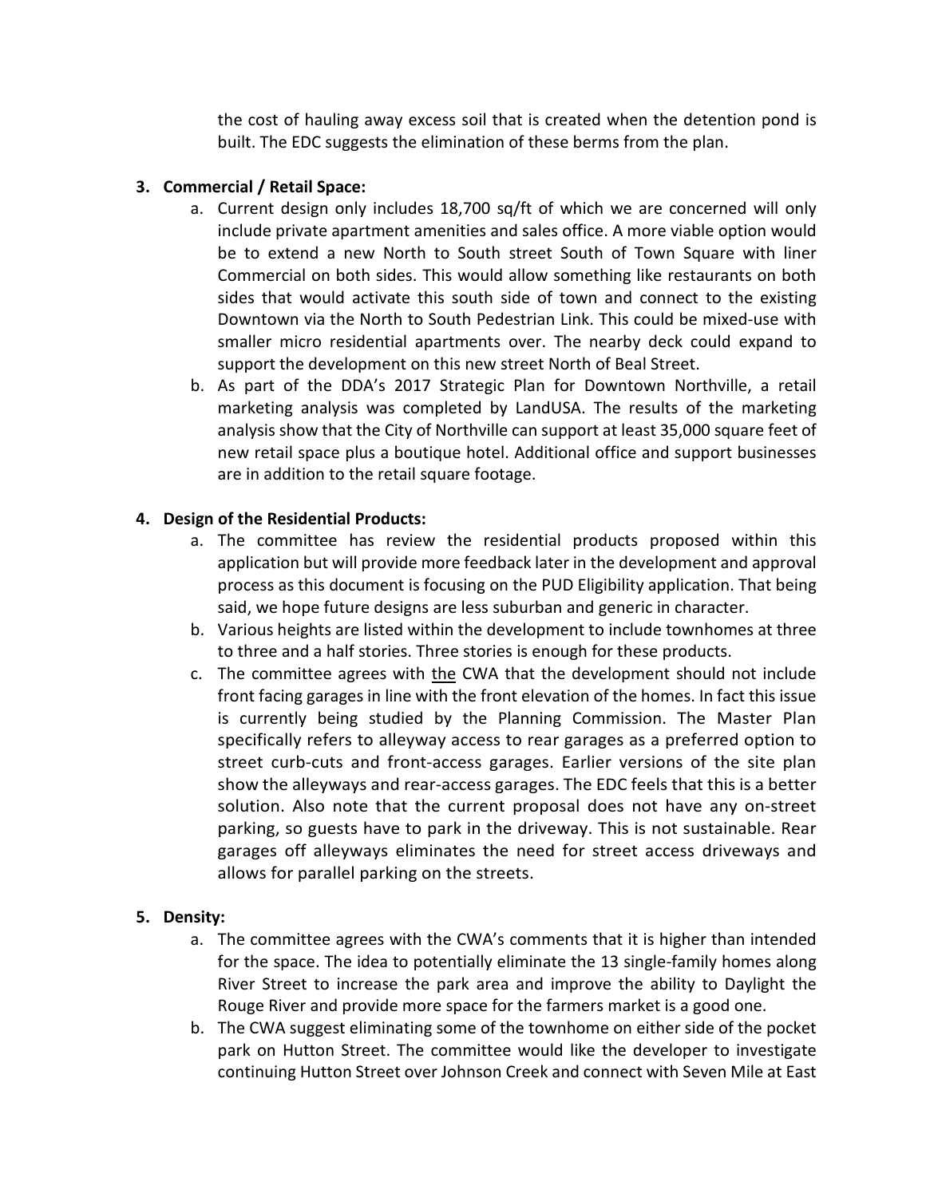the cost of hauling away excess soil that is created when the detention pond is built. The EDC suggests the elimination of these berms from the plan.

3. **Commercial / Retail Space:**
   a. Current design only includes 18,700 sq/ft of which we are concerned will only include private apartment amenities and sales office. A more viable option would be to extend a new North to South street South of Town Square with liner Commercial on both sides. This would allow something like restaurants on both sides that would activate this south side of town and connect to the existing Downtown via the North to South Pedestrian Link. This could be mixed-use with smaller micro residential apartments over. The nearby deck could expand to support the development on this new street North of Beal Street.
   b. As part of the DDA's 2017 Strategic Plan for Downtown Northville, a retail marketing analysis was completed by LandUSA. The results of the marketing analysis show that the City of Northville can support at least 35,000 square feet of new retail space plus a boutique hotel. Additional office and support businesses are in addition to the retail square footage.

4. **Design of the Residential Products:**
   a. The committee has review the residential products proposed within this application but will provide more feedback later in the development and approval process as this document is focusing on the PUD Eligibility application. That being said, we hope future designs are less suburban and generic in character.
   b. Various heights are listed within the development to include townhomes at three to three and a half stories. Three stories is enough for these products.
   c. The committee agrees with the CWA that the development should not include front facing garages in line with the front elevation of the homes. In fact this issue is currently being studied by the Planning Commission. The Master Plan specifically refers to alleyway access to rear garages as a preferred option to street curb-cuts and front-access garages. Earlier versions of the site plan show the alleyways and rear-access garages. The EDC feels that this is a better solution. Also note that the current proposal does not have any on-street parking, so guests have to park in the driveway. This is not sustainable. Rear garages off alleyways eliminates the need for street access driveways and allows for parallel parking on the streets.

5. **Density:**
   a. The committee agrees with the CWA's comments that it is higher than intended for the space. The idea to potentially eliminate the 13 single-family homes along River Street to increase the park area and improve the ability to Daylight the Rouge River and provide more space for the farmers market is a good one.
   b. The CWA suggest eliminating some of the townhome on either side of the pocket park on Hutton Street. The committee would like the developer to investigate continuing Hutton Street over Johnson Creek and connect with Seven Mile at East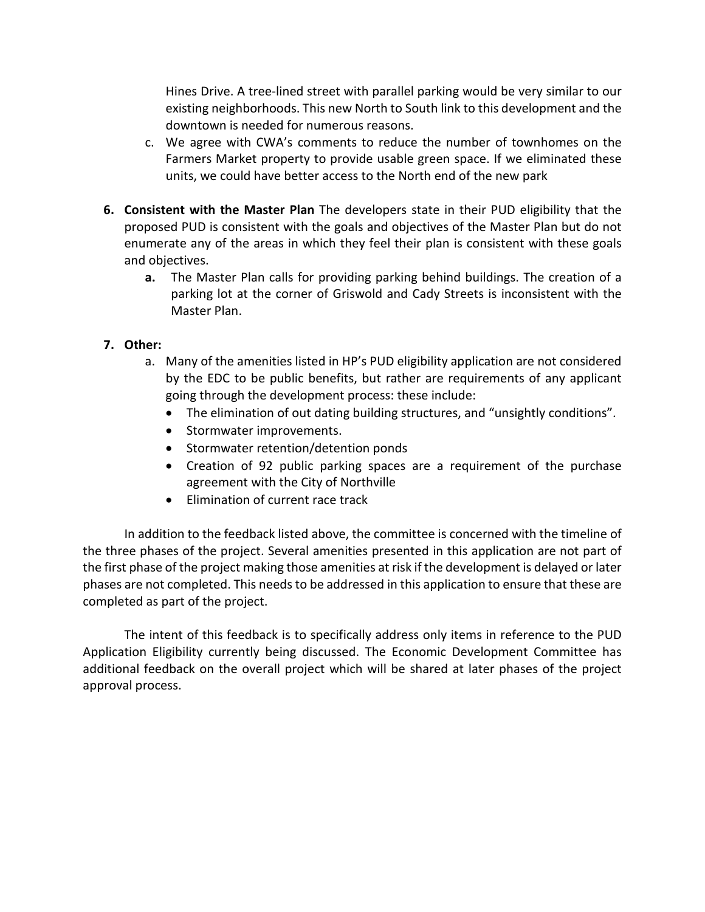Hines Drive. A tree-lined street with parallel parking would be very similar to our existing neighborhoods. This new North to South link to this development and the downtown is needed for numerous reasons.

   c. We agree with CWA's comments to reduce the number of townhomes on the Farmers Market property to provide usable green space. If we eliminated these units, we could have better access to the North end of the new park

6. **Consistent with the Master Plan** The developers state in their PUD eligibility that the proposed PUD is consistent with the goals and objectives of the Master Plan but do not enumerate any of the areas in which they feel their plan is consistent with these goals and objectives.
   **a.** The Master Plan calls for providing parking behind buildings. The creation of a parking lot at the corner of Griswold and Cady Streets is inconsistent with the Master Plan.

7. **Other:**
   a. Many of the amenities listed in HP's PUD eligibility application are not considered by the EDC to be public benefits, but rather are requirements of any applicant going through the development process: these include:
      - The elimination of out dating building structures, and "unsightly conditions".
      - Stormwater improvements.
      - Stormwater retention/detention ponds
      - Creation of 92 public parking spaces are a requirement of the purchase agreement with the City of Northville
      - Elimination of current race track

In addition to the feedback listed above, the committee is concerned with the timeline of the three phases of the project. Several amenities presented in this application are not part of the first phase of the project making those amenities at risk if the development is delayed or later phases are not completed. This needs to be addressed in this application to ensure that these are completed as part of the project.

The intent of this feedback is to specifically address only items in reference to the PUD Application Eligibility currently being discussed. The Economic Development Committee has additional feedback on the overall project which will be shared at later phases of the project approval process.